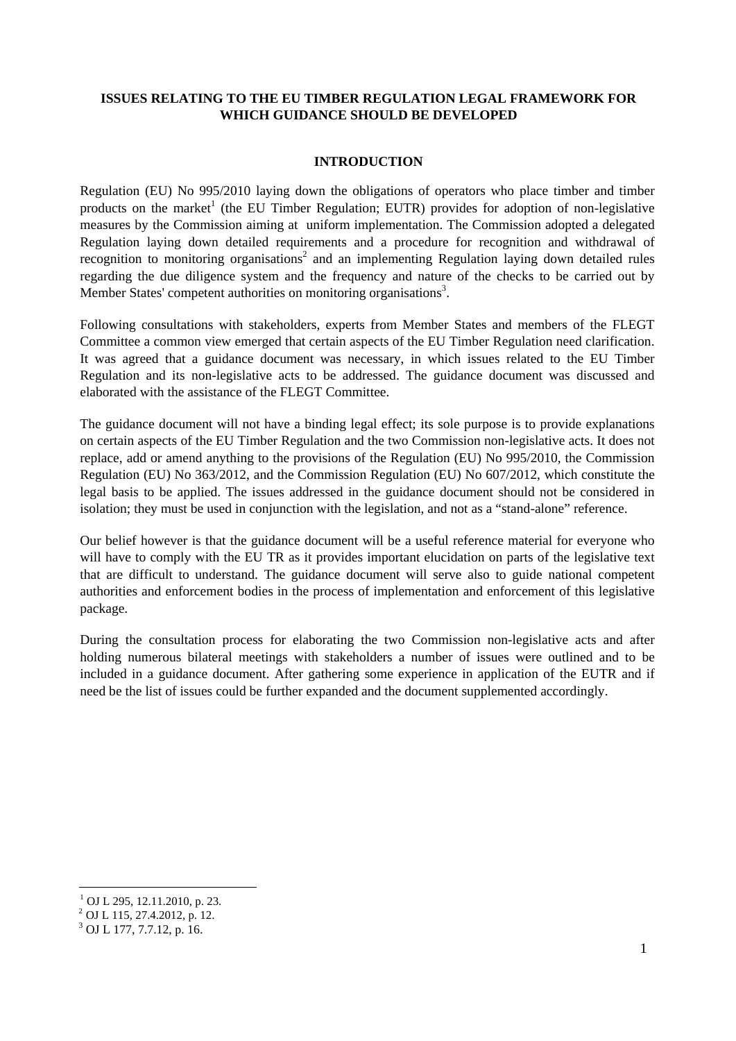# ISSUES RELATING TO THE EU TIMBER REGULATION LEGAL FRAMEWORK FOR WHICH GUIDANCE SHOULD BE DEVELOPED

## INTRODUCTION

Regulation (EU) No 995/2010 laying down the obligations of operators who place timber and timber products on the market[1] (the EU Timber Regulation; EUTR) provides for adoption of non-legislative measures by the Commission aiming at uniform implementation. The Commission adopted a delegated Regulation laying down detailed requirements and a procedure for recognition and withdrawal of recognition to monitoring organisations[2] and an implementing Regulation laying down detailed rules regarding the due diligence system and the frequency and nature of the checks to be carried out by Member States' competent authorities on monitoring organisations[3].

Following consultations with stakeholders, experts from Member States and members of the FLEGT Committee a common view emerged that certain aspects of the EU Timber Regulation need clarification. It was agreed that a guidance document was necessary, in which issues related to the EU Timber Regulation and its non-legislative acts to be addressed. The guidance document was discussed and elaborated with the assistance of the FLEGT Committee.

The guidance document will not have a binding legal effect; its sole purpose is to provide explanations on certain aspects of the EU Timber Regulation and the two Commission non-legislative acts. It does not replace, add or amend anything to the provisions of the Regulation (EU) No 995/2010, the Commission Regulation (EU) No 363/2012, and the Commission Regulation (EU) No 607/2012, which constitute the legal basis to be applied. The issues addressed in the guidance document should not be considered in isolation; they must be used in conjunction with the legislation, and not as a "stand-alone" reference.

Our belief however is that the guidance document will be a useful reference material for everyone who will have to comply with the EU TR as it provides important elucidation on parts of the legislative text that are difficult to understand. The guidance document will serve also to guide national competent authorities and enforcement bodies in the process of implementation and enforcement of this legislative package.

During the consultation process for elaborating the two Commission non-legislative acts and after holding numerous bilateral meetings with stakeholders a number of issues were outlined and to be included in a guidance document. After gathering some experience in application of the EUTR and if need be the list of issues could be further expanded and the document supplemented accordingly.

---

[1] OJ L 295, 12.11.2010, p. 23.

[2] OJ L 115, 27.4.2012, p. 12.

[3] OJ L 177, 7.7.12, p. 16.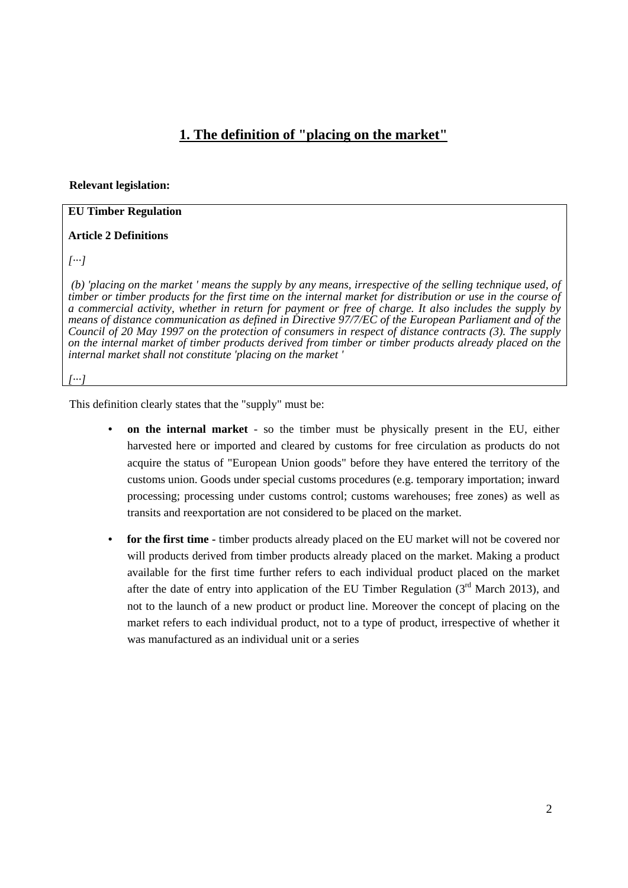## 1. The definition of "placing on the market"

**Relevant legislation:**

> **EU Timber Regulation**
>
> **Article 2 Definitions**
>
> *[...]*
>
> *(b) 'placing on the market ' means the supply by any means, irrespective of the selling technique used, of timber or timber products for the first time on the internal market for distribution or use in the course of a commercial activity, whether in return for payment or free of charge. It also includes the supply by means of distance communication as defined in Directive 97/7/EC of the European Parliament and of the Council of 20 May 1997 on the protection of consumers in respect of distance contracts (3). The supply on the internal market of timber products derived from timber or timber products already placed on the internal market shall not constitute 'placing on the market '*
>
> *[...]*

This definition clearly states that the "supply" must be:

- **on the internal market** - so the timber must be physically present in the EU, either harvested here or imported and cleared by customs for free circulation as products do not acquire the status of "European Union goods" before they have entered the territory of the customs union. Goods under special customs procedures (e.g. temporary importation; inward processing; processing under customs control; customs warehouses; free zones) as well as transits and reexportation are not considered to be placed on the market.
- **for the first time -** timber products already placed on the EU market will not be covered nor will products derived from timber products already placed on the market. Making a product available for the first time further refers to each individual product placed on the market after the date of entry into application of the EU Timber Regulation (3rd March 2013), and not to the launch of a new product or product line. Moreover the concept of placing on the market refers to each individual product, not to a type of product, irrespective of whether it was manufactured as an individual unit or a series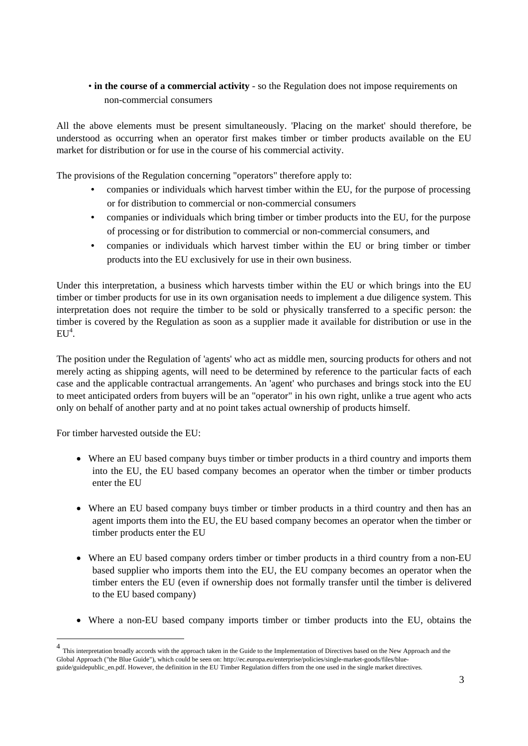- **in the course of a commercial activity** - so the Regulation does not impose requirements on non-commercial consumers

All the above elements must be present simultaneously. 'Placing on the market' should therefore, be understood as occurring when an operator first makes timber or timber products available on the EU market for distribution or for use in the course of his commercial activity.

The provisions of the Regulation concerning "operators" therefore apply to:

- companies or individuals which harvest timber within the EU, for the purpose of processing or for distribution to commercial or non-commercial consumers
- companies or individuals which bring timber or timber products into the EU, for the purpose of processing or for distribution to commercial or non-commercial consumers, and
- companies or individuals which harvest timber within the EU or bring timber or timber products into the EU exclusively for use in their own business.

Under this interpretation, a business which harvests timber within the EU or which brings into the EU timber or timber products for use in its own organisation needs to implement a due diligence system. This interpretation does not require the timber to be sold or physically transferred to a specific person: the timber is covered by the Regulation as soon as a supplier made it available for distribution or use in the EU[4].

The position under the Regulation of 'agents' who act as middle men, sourcing products for others and not merely acting as shipping agents, will need to be determined by reference to the particular facts of each case and the applicable contractual arrangements. An 'agent' who purchases and brings stock into the EU to meet anticipated orders from buyers will be an "operator" in his own right, unlike a true agent who acts only on behalf of another party and at no point takes actual ownership of products himself.

For timber harvested outside the EU:

- Where an EU based company buys timber or timber products in a third country and imports them into the EU, the EU based company becomes an operator when the timber or timber products enter the EU

- Where an EU based company buys timber or timber products in a third country and then has an agent imports them into the EU, the EU based company becomes an operator when the timber or timber products enter the EU

- Where an EU based company orders timber or timber products in a third country from a non-EU based supplier who imports them into the EU, the EU company becomes an operator when the timber enters the EU (even if ownership does not formally transfer until the timber is delivered to the EU based company)

- Where a non-EU based company imports timber or timber products into the EU, obtains the

---

[4] This interpretation broadly accords with the approach taken in the Guide to the Implementation of Directives based on the New Approach and the Global Approach ("the Blue Guide"), which could be seen on: http://ec.europa.eu/enterprise/policies/single-market-goods/files/blue-guide/guidepublic_en.pdf. However, the definition in the EU Timber Regulation differs from the one used in the single market directives.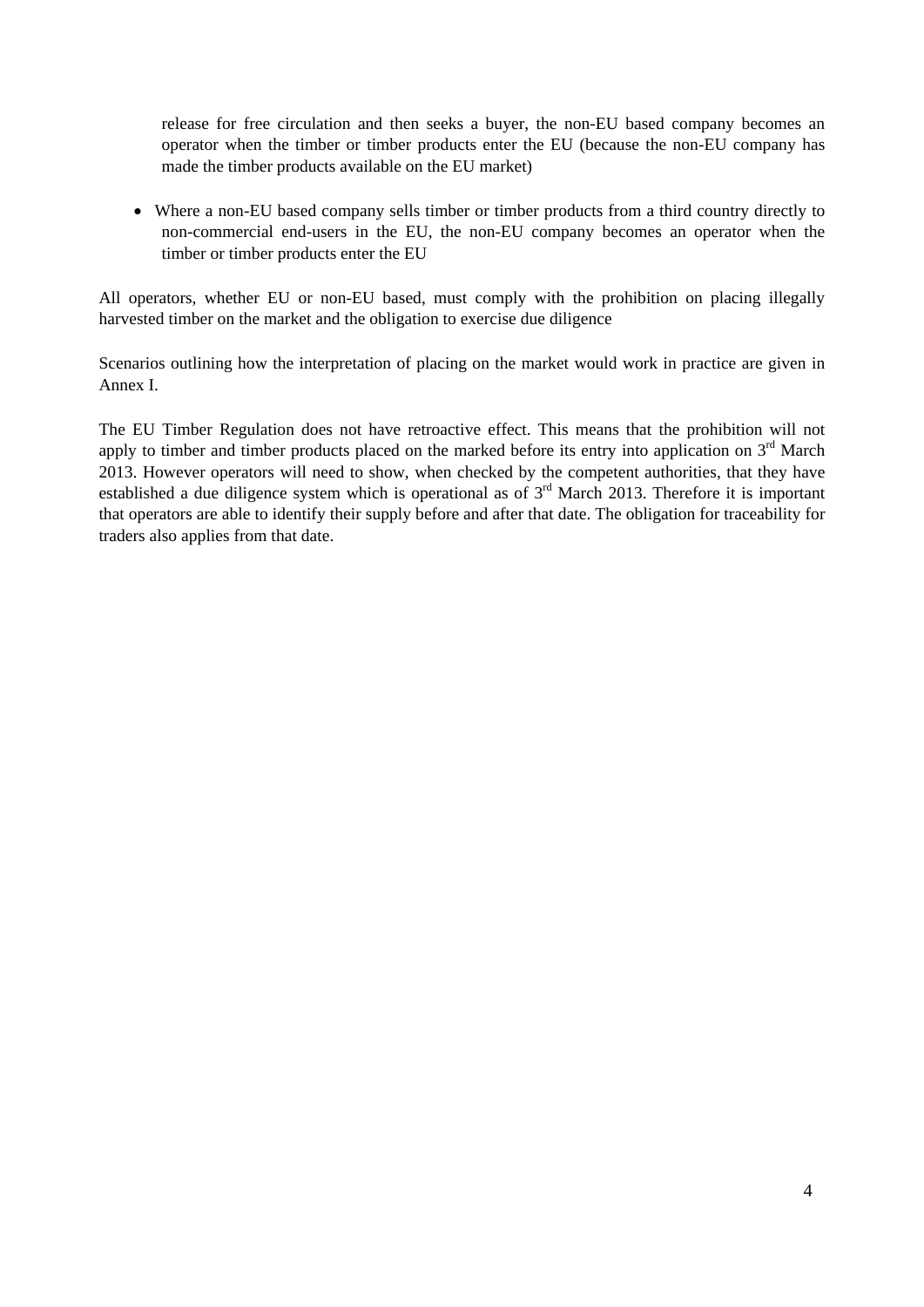release for free circulation and then seeks a buyer, the non-EU based company becomes an operator when the timber or timber products enter the EU (because the non-EU company has made the timber products available on the EU market)

- Where a non-EU based company sells timber or timber products from a third country directly to non-commercial end-users in the EU, the non-EU company becomes an operator when the timber or timber products enter the EU

All operators, whether EU or non-EU based, must comply with the prohibition on placing illegally harvested timber on the market and the obligation to exercise due diligence

Scenarios outlining how the interpretation of placing on the market would work in practice are given in Annex I.

The EU Timber Regulation does not have retroactive effect. This means that the prohibition will not apply to timber and timber products placed on the marked before its entry into application on 3rd March 2013. However operators will need to show, when checked by the competent authorities, that they have established a due diligence system which is operational as of 3rd March 2013. Therefore it is important that operators are able to identify their supply before and after that date. The obligation for traceability for traders also applies from that date.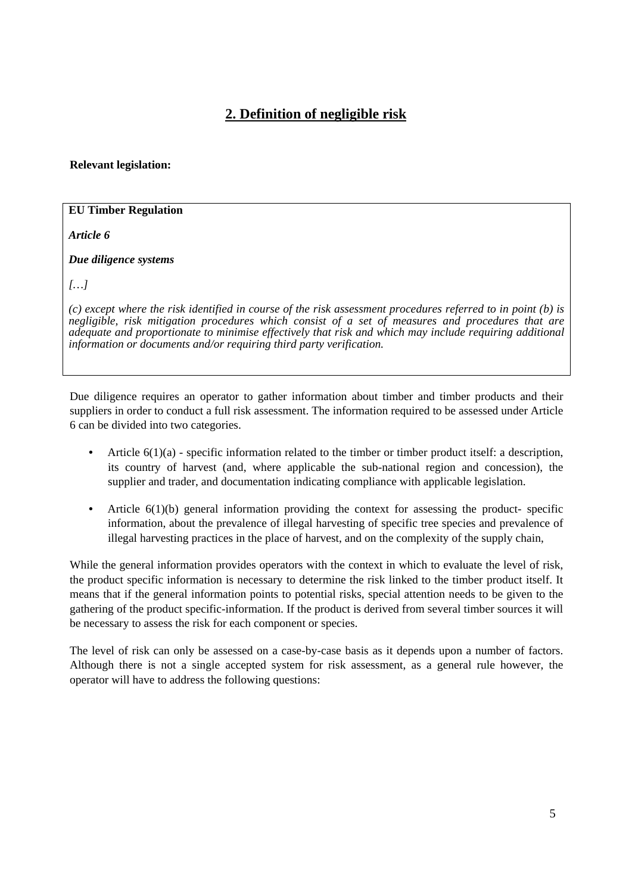## 2. Definition of negligible risk

**Relevant legislation:**

**EU Timber Regulation**

***Article 6***

***Due diligence systems***

*[…]*

*(c) except where the risk identified in course of the risk assessment procedures referred to in point (b) is negligible, risk mitigation procedures which consist of a set of measures and procedures that are adequate and proportionate to minimise effectively that risk and which may include requiring additional information or documents and/or requiring third party verification.*

Due diligence requires an operator to gather information about timber and timber products and their suppliers in order to conduct a full risk assessment. The information required to be assessed under Article 6 can be divided into two categories.

- Article 6(1)(a) - specific information related to the timber or timber product itself: a description, its country of harvest (and, where applicable the sub-national region and concession), the supplier and trader, and documentation indicating compliance with applicable legislation.
- Article 6(1)(b) general information providing the context for assessing the product- specific information, about the prevalence of illegal harvesting of specific tree species and prevalence of illegal harvesting practices in the place of harvest, and on the complexity of the supply chain,

While the general information provides operators with the context in which to evaluate the level of risk, the product specific information is necessary to determine the risk linked to the timber product itself. It means that if the general information points to potential risks, special attention needs to be given to the gathering of the product specific-information. If the product is derived from several timber sources it will be necessary to assess the risk for each component or species.

The level of risk can only be assessed on a case-by-case basis as it depends upon a number of factors. Although there is not a single accepted system for risk assessment, as a general rule however, the operator will have to address the following questions: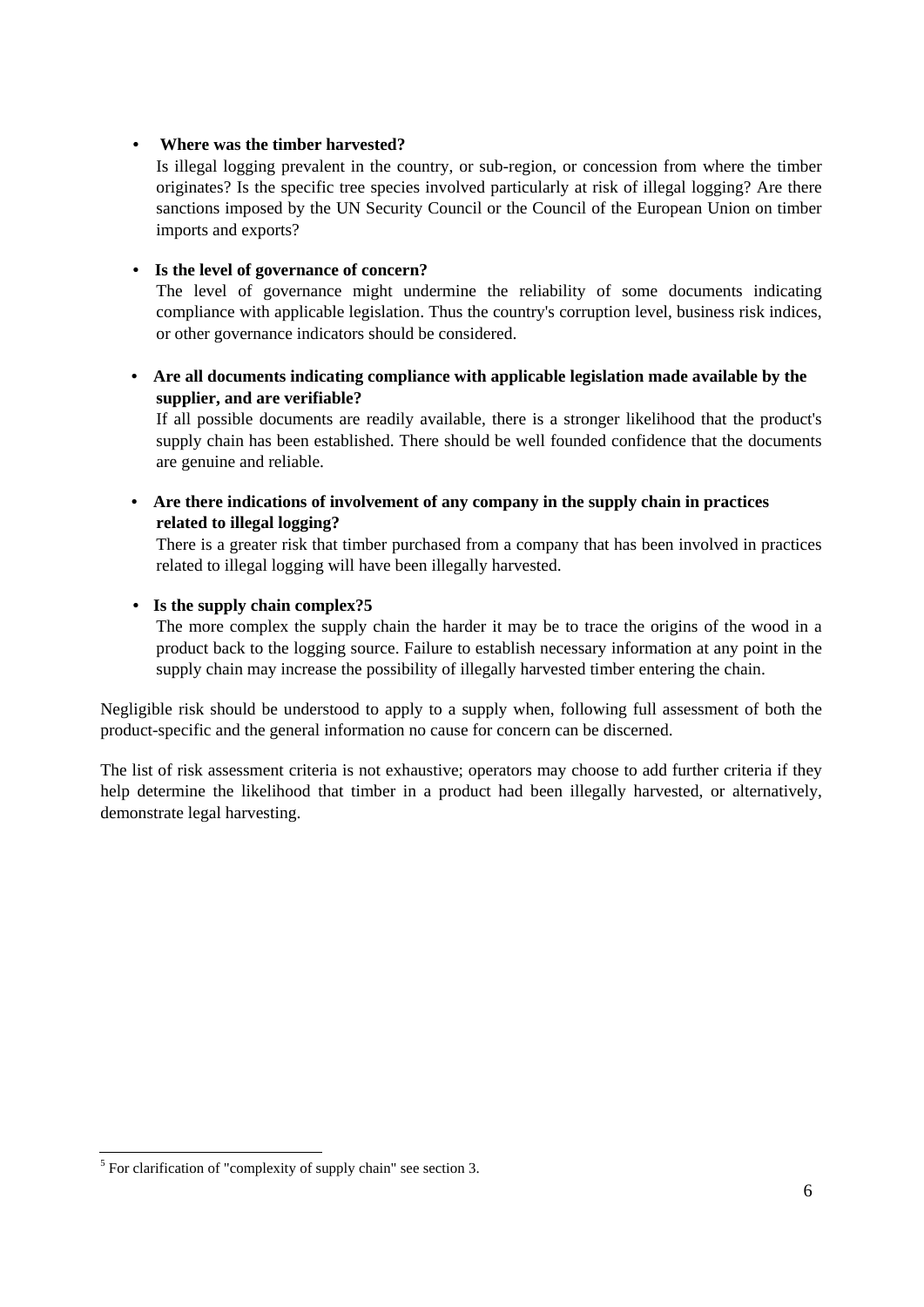- **Where was the timber harvested?**
  Is illegal logging prevalent in the country, or sub-region, or concession from where the timber originates? Is the specific tree species involved particularly at risk of illegal logging? Are there sanctions imposed by the UN Security Council or the Council of the European Union on timber imports and exports?

- **Is the level of governance of concern?**
  The level of governance might undermine the reliability of some documents indicating compliance with applicable legislation. Thus the country's corruption level, business risk indices, or other governance indicators should be considered.

- **Are all documents indicating compliance with applicable legislation made available by the supplier, and are verifiable?**
  If all possible documents are readily available, there is a stronger likelihood that the product's supply chain has been established. There should be well founded confidence that the documents are genuine and reliable.

- **Are there indications of involvement of any company in the supply chain in practices related to illegal logging?**
  There is a greater risk that timber purchased from a company that has been involved in practices related to illegal logging will have been illegally harvested.

- **Is the supply chain complex?[5]**
  The more complex the supply chain the harder it may be to trace the origins of the wood in a product back to the logging source. Failure to establish necessary information at any point in the supply chain may increase the possibility of illegally harvested timber entering the chain.

Negligible risk should be understood to apply to a supply when, following full assessment of both the product-specific and the general information no cause for concern can be discerned.

The list of risk assessment criteria is not exhaustive; operators may choose to add further criteria if they help determine the likelihood that timber in a product had been illegally harvested, or alternatively, demonstrate legal harvesting.

[5] For clarification of "complexity of supply chain" see section 3.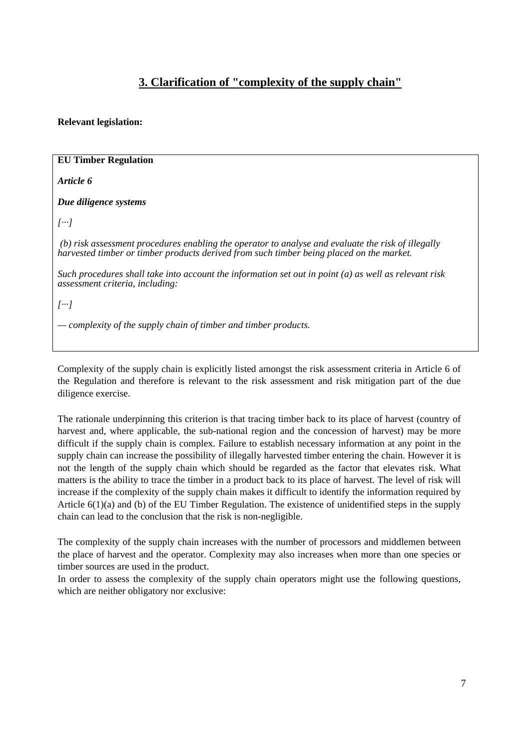## 3. Clarification of "complexity of the supply chain"

**Relevant legislation:**

> **EU Timber Regulation**
>
> ***Article 6***
>
> ***Due diligence systems***
>
> *[···]*
>
> *(b) risk assessment procedures enabling the operator to analyse and evaluate the risk of illegally harvested timber or timber products derived from such timber being placed on the market.*
>
> *Such procedures shall take into account the information set out in point (a) as well as relevant risk assessment criteria, including:*
>
> *[···]*
>
> *— complexity of the supply chain of timber and timber products.*

Complexity of the supply chain is explicitly listed amongst the risk assessment criteria in Article 6 of the Regulation and therefore is relevant to the risk assessment and risk mitigation part of the due diligence exercise.

The rationale underpinning this criterion is that tracing timber back to its place of harvest (country of harvest and, where applicable, the sub-national region and the concession of harvest) may be more difficult if the supply chain is complex. Failure to establish necessary information at any point in the supply chain can increase the possibility of illegally harvested timber entering the chain. However it is not the length of the supply chain which should be regarded as the factor that elevates risk. What matters is the ability to trace the timber in a product back to its place of harvest. The level of risk will increase if the complexity of the supply chain makes it difficult to identify the information required by Article 6(1)(a) and (b) of the EU Timber Regulation. The existence of unidentified steps in the supply chain can lead to the conclusion that the risk is non-negligible.

The complexity of the supply chain increases with the number of processors and middlemen between the place of harvest and the operator. Complexity may also increases when more than one species or timber sources are used in the product.

In order to assess the complexity of the supply chain operators might use the following questions, which are neither obligatory nor exclusive: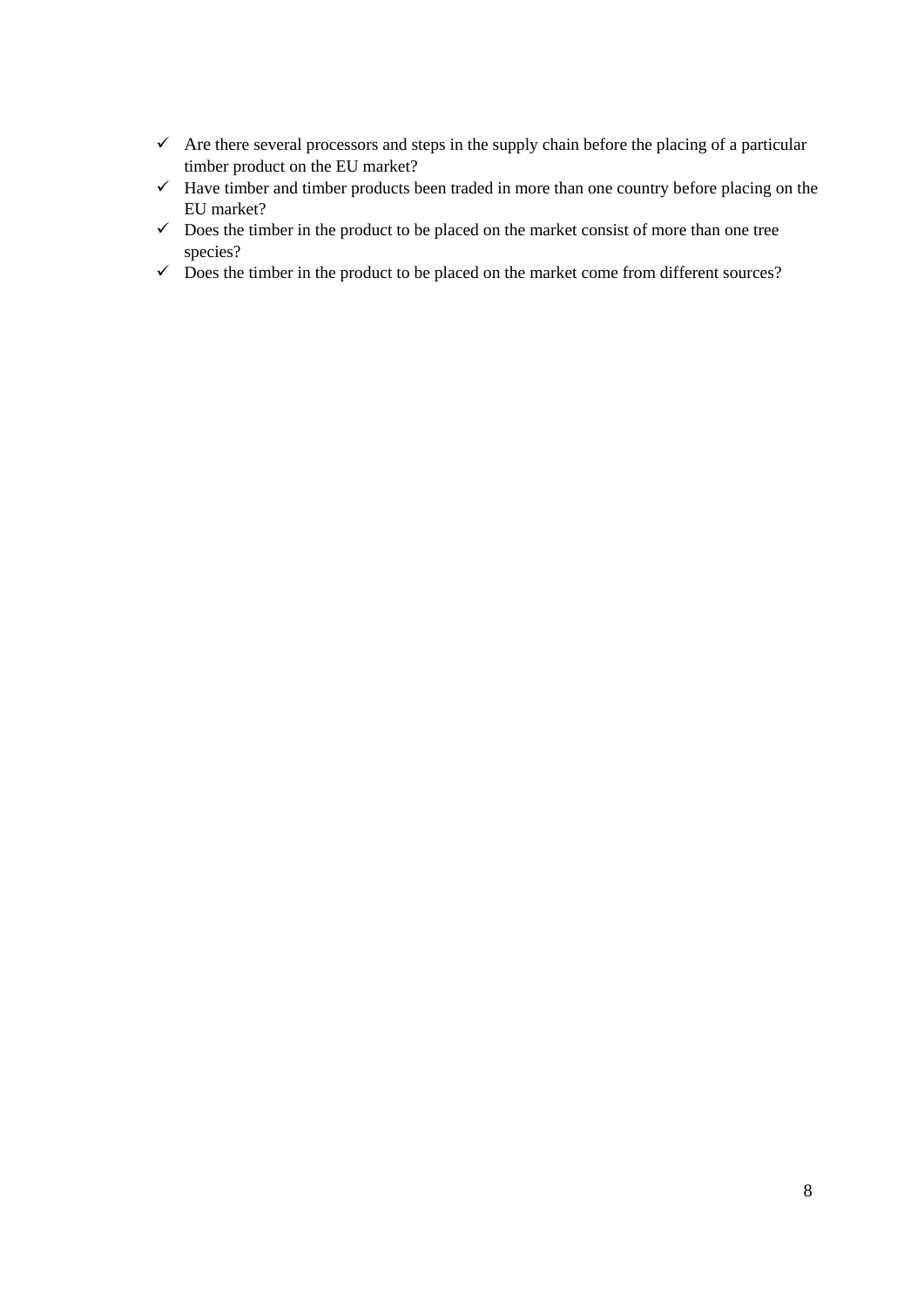- ✓ Are there several processors and steps in the supply chain before the placing of a particular timber product on the EU market?
- ✓ Have timber and timber products been traded in more than one country before placing on the EU market?
- ✓ Does the timber in the product to be placed on the market consist of more than one tree species?
- ✓ Does the timber in the product to be placed on the market come from different sources?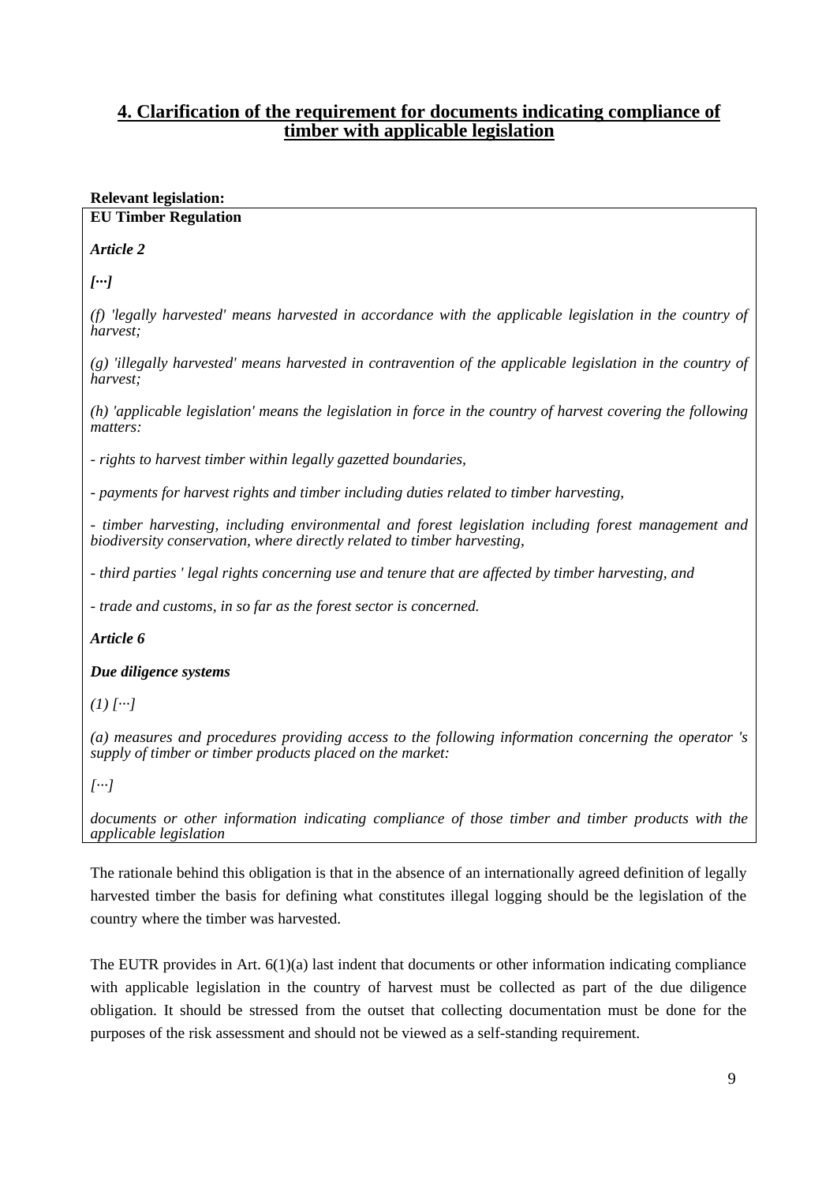## 4. Clarification of the requirement for documents indicating compliance of timber with applicable legislation

**Relevant legislation:**

**EU Timber Regulation**

***Article 2***

***[…]***

*(f) 'legally harvested' means harvested in accordance with the applicable legislation in the country of harvest;*

*(g) 'illegally harvested' means harvested in contravention of the applicable legislation in the country of harvest;*

*(h) 'applicable legislation' means the legislation in force in the country of harvest covering the following matters:*

*- rights to harvest timber within legally gazetted boundaries,*

*- payments for harvest rights and timber including duties related to timber harvesting,*

*- timber harvesting, including environmental and forest legislation including forest management and biodiversity conservation, where directly related to timber harvesting,*

*- third parties ' legal rights concerning use and tenure that are affected by timber harvesting, and*

*- trade and customs, in so far as the forest sector is concerned.*

***Article 6***

***Due diligence systems***

*(1) […]*

*(a) measures and procedures providing access to the following information concerning the operator 's supply of timber or timber products placed on the market:*

*[…]*

*documents or other information indicating compliance of those timber and timber products with the applicable legislation*

The rationale behind this obligation is that in the absence of an internationally agreed definition of legally harvested timber the basis for defining what constitutes illegal logging should be the legislation of the country where the timber was harvested.

The EUTR provides in Art. 6(1)(a) last indent that documents or other information indicating compliance with applicable legislation in the country of harvest must be collected as part of the due diligence obligation. It should be stressed from the outset that collecting documentation must be done for the purposes of the risk assessment and should not be viewed as a self-standing requirement.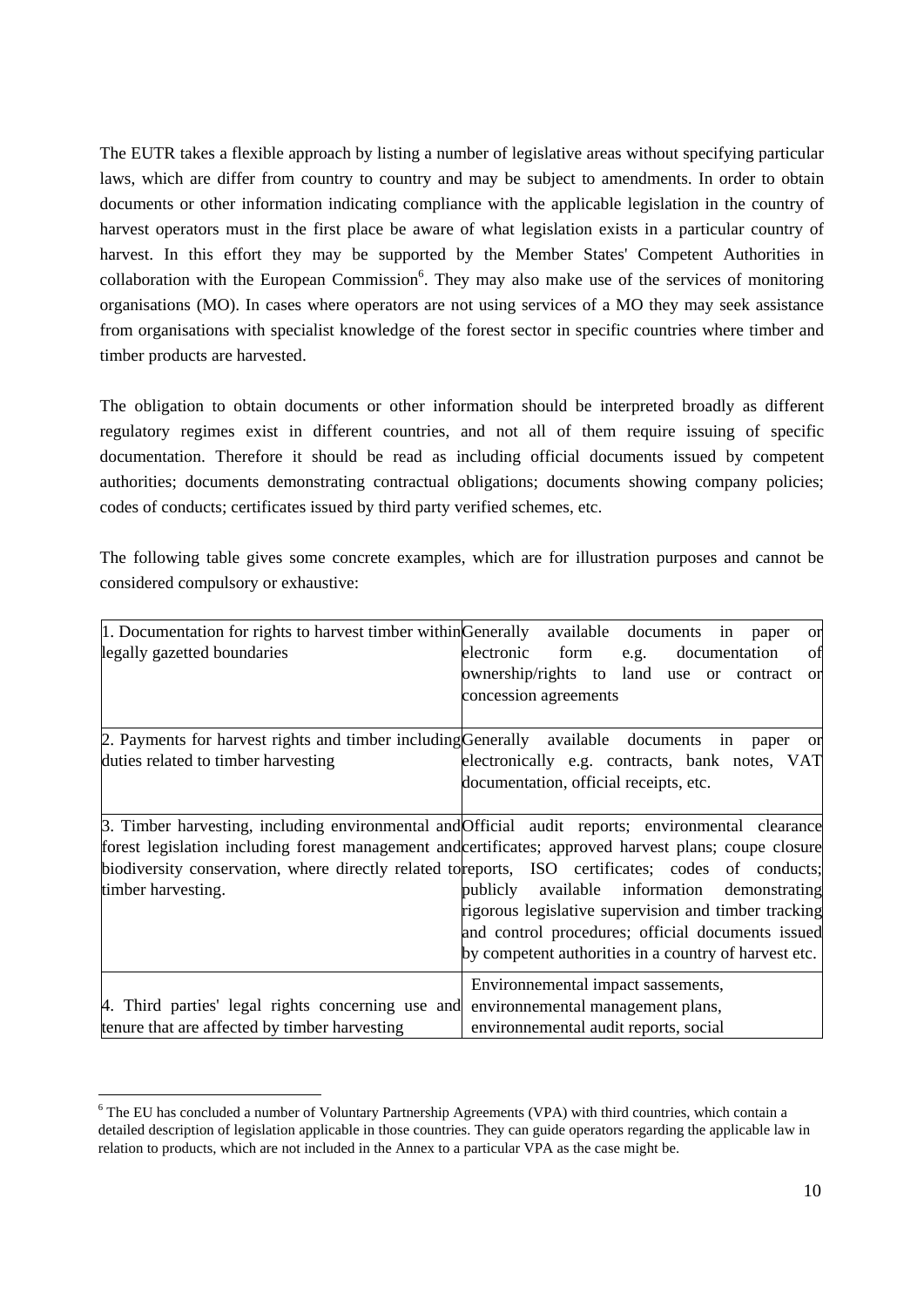The EUTR takes a flexible approach by listing a number of legislative areas without specifying particular laws, which are differ from country to country and may be subject to amendments. In order to obtain documents or other information indicating compliance with the applicable legislation in the country of harvest operators must in the first place be aware of what legislation exists in a particular country of harvest. In this effort they may be supported by the Member States' Competent Authorities in collaboration with the European Commission[6]. They may also make use of the services of monitoring organisations (MO). In cases where operators are not using services of a MO they may seek assistance from organisations with specialist knowledge of the forest sector in specific countries where timber and timber products are harvested.

The obligation to obtain documents or other information should be interpreted broadly as different regulatory regimes exist in different countries, and not all of them require issuing of specific documentation. Therefore it should be read as including official documents issued by competent authorities; documents demonstrating contractual obligations; documents showing company policies; codes of conducts; certificates issued by third party verified schemes, etc.

The following table gives some concrete examples, which are for illustration purposes and cannot be considered compulsory or exhaustive:

| | |
|---|---|
| 1. Documentation for rights to harvest timber within legally gazetted boundaries | Generally available documents in paper or electronic form e.g. documentation of ownership/rights to land use or contract or concession agreements |
| 2. Payments for harvest rights and timber including duties related to timber harvesting | Generally available documents in paper or electronically e.g. contracts, bank notes, VAT documentation, official receipts, etc. |
| 3. Timber harvesting, including environmental and forest legislation including forest management and biodiversity conservation, where directly related to timber harvesting. | Official audit reports; environmental clearance certificates; approved harvest plans; coupe closure reports, ISO certificates; codes of conducts; publicly available information demonstrating rigorous legislative supervision and timber tracking and control procedures; official documents issued by competent authorities in a country of harvest etc. |
| 4. Third parties' legal rights concerning use and tenure that are affected by timber harvesting | Environnemental impact sassements, environnemental management plans, environnemental audit reports, social |

[6] The EU has concluded a number of Voluntary Partnership Agreements (VPA) with third countries, which contain a detailed description of legislation applicable in those countries. They can guide operators regarding the applicable law in relation to products, which are not included in the Annex to a particular VPA as the case might be.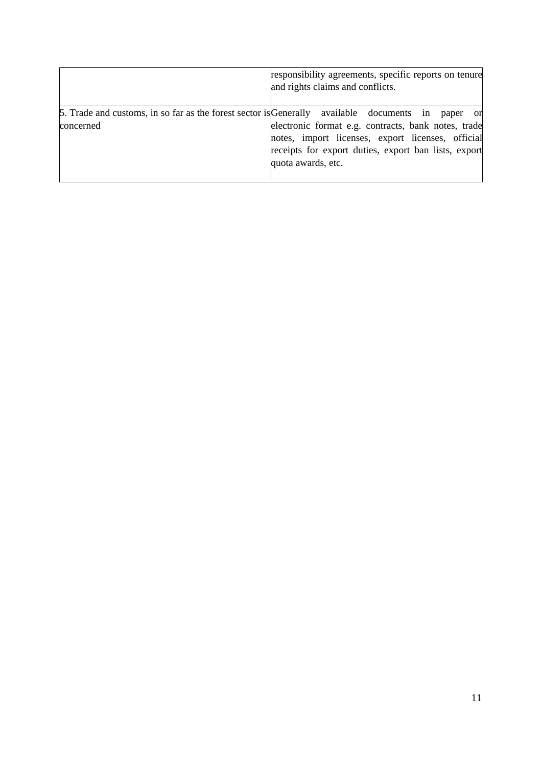| | |
|---|---|
| | responsibility agreements, specific reports on tenure and rights claims and conflicts. |
| 5. Trade and customs, in so far as the forest sector is concerned | Generally available documents in paper or electronic format e.g. contracts, bank notes, trade notes, import licenses, export licenses, official receipts for export duties, export ban lists, export quota awards, etc. |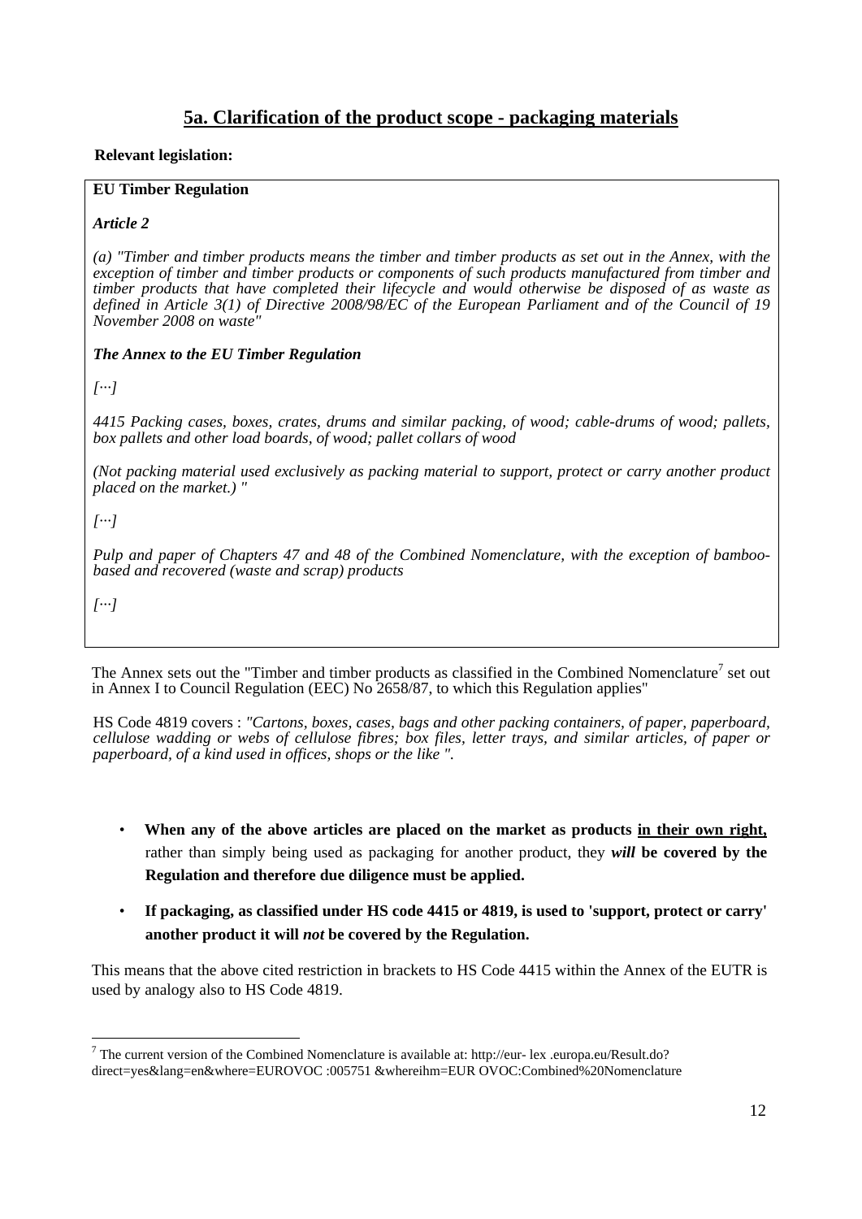## 5a. Clarification of the product scope - packaging materials

**Relevant legislation:**

**EU Timber Regulation**

***Article 2***

*(a) "Timber and timber products means the timber and timber products as set out in the Annex, with the exception of timber and timber products or components of such products manufactured from timber and timber products that have completed their lifecycle and would otherwise be disposed of as waste as defined in Article 3(1) of Directive 2008/98/EC of the European Parliament and of the Council of 19 November 2008 on waste"*

***The Annex to the EU Timber Regulation***

*[...]*

*4415 Packing cases, boxes, crates, drums and similar packing, of wood; cable-drums of wood; pallets, box pallets and other load boards, of wood; pallet collars of wood*

*(Not packing material used exclusively as packing material to support, protect or carry another product placed on the market.) "*

*[...]*

*Pulp and paper of Chapters 47 and 48 of the Combined Nomenclature, with the exception of bamboo-based and recovered (waste and scrap) products*

*[...]*

The Annex sets out the "Timber and timber products as classified in the Combined Nomenclature[7] set out in Annex I to Council Regulation (EEC) No 2658/87, to which this Regulation applies"

HS Code 4819 covers : *"Cartons, boxes, cases, bags and other packing containers, of paper, paperboard, cellulose wadding or webs of cellulose fibres; box files, letter trays, and similar articles, of paper or paperboard, of a kind used in offices, shops or the like ".*

- **When any of the above articles are placed on the market as products <u>in their own right,</u>** rather than simply being used as packaging for another product, they ***will*** **be covered by the Regulation and therefore due diligence must be applied.**
- **If packaging, as classified under HS code 4415 or 4819, is used to 'support, protect or carry' another product it will *not* be covered by the Regulation.**

This means that the above cited restriction in brackets to HS Code 4415 within the Annex of the EUTR is used by analogy also to HS Code 4819.

[7] The current version of the Combined Nomenclature is available at: http://eur- lex .europa.eu/Result.do?direct=yes&lang=en&where=EUROVOC :005751 &whereihm=EUR OVOC:Combined%20Nomenclature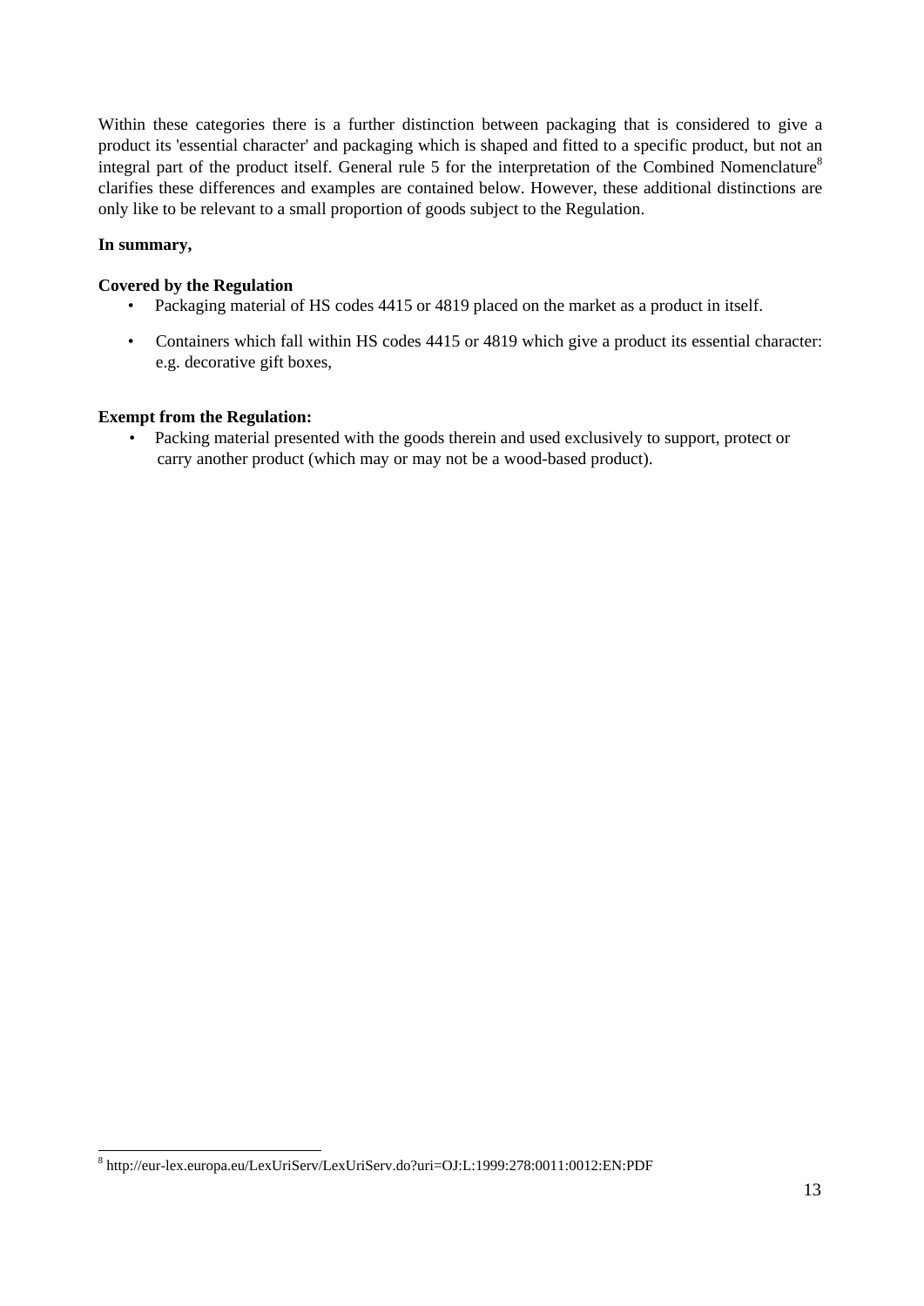Within these categories there is a further distinction between packaging that is considered to give a product its 'essential character' and packaging which is shaped and fitted to a specific product, but not an integral part of the product itself. General rule 5 for the interpretation of the Combined Nomenclature[8] clarifies these differences and examples are contained below. However, these additional distinctions are only like to be relevant to a small proportion of goods subject to the Regulation.

**In summary,**

**Covered by the Regulation**

- Packaging material of HS codes 4415 or 4819 placed on the market as a product in itself.
- Containers which fall within HS codes 4415 or 4819 which give a product its essential character: e.g. decorative gift boxes,

**Exempt from the Regulation:**

- Packing material presented with the goods therein and used exclusively to support, protect or carry another product (which may or may not be a wood-based product).

---

[8] http://eur-lex.europa.eu/LexUriServ/LexUriServ.do?uri=OJ:L:1999:278:0011:0012:EN:PDF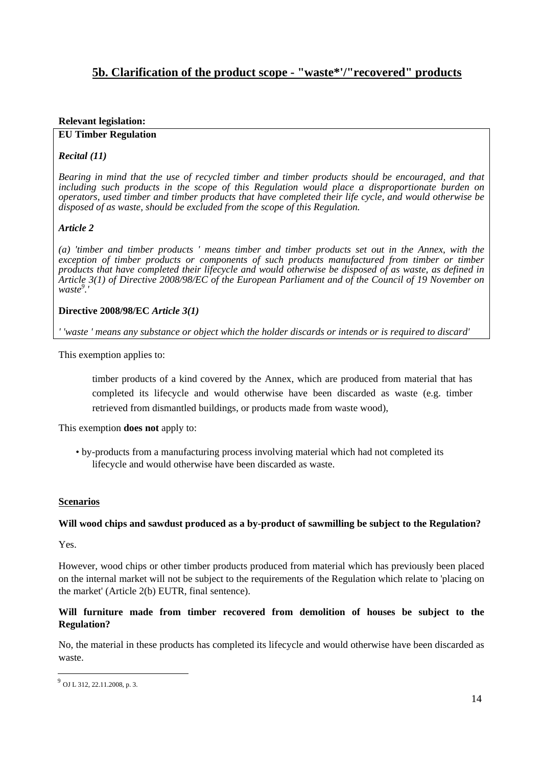## 5b. Clarification of the product scope - "waste*'/"recovered" products

**Relevant legislation:**

**EU Timber Regulation**

***Recital (11)***

*Bearing in mind that the use of recycled timber and timber products should be encouraged, and that including such products in the scope of this Regulation would place a disproportionate burden on operators, used timber and timber products that have completed their life cycle, and would otherwise be disposed of as waste, should be excluded from the scope of this Regulation.*

***Article 2***

*(a) 'timber and timber products ' means timber and timber products set out in the Annex, with the exception of timber products or components of such products manufactured from timber or timber products that have completed their lifecycle and would otherwise be disposed of as waste, as defined in Article 3(1) of Directive 2008/98/EC of the European Parliament and of the Council of 19 November on waste[9].'*

**Directive 2008/98/EC** ***Article 3(1)***

*' 'waste ' means any substance or object which the holder discards or intends or is required to discard'*

This exemption applies to:

> timber products of a kind covered by the Annex, which are produced from material that has completed its lifecycle and would otherwise have been discarded as waste (e.g. timber retrieved from dismantled buildings, or products made from waste wood),

This exemption **does not** apply to:

- by-products from a manufacturing process involving material which had not completed its lifecycle and would otherwise have been discarded as waste.

**Scenarios**

**Will wood chips and sawdust produced as a by-product of sawmilling be subject to the Regulation?**

Yes.

However, wood chips or other timber products produced from material which has previously been placed on the internal market will not be subject to the requirements of the Regulation which relate to 'placing on the market' (Article 2(b) EUTR, final sentence).

**Will furniture made from timber recovered from demolition of houses be subject to the Regulation?**

No, the material in these products has completed its lifecycle and would otherwise have been discarded as waste.

[9] OJ L 312, 22.11.2008, p. 3.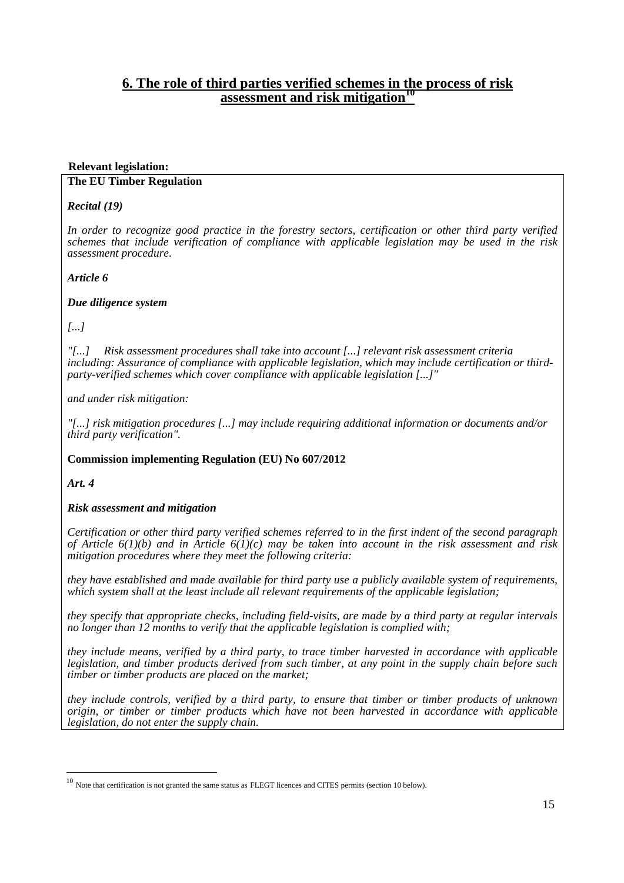## 6. The role of third parties verified schemes in the process of risk assessment and risk mitigation[10]

**Relevant legislation:**

**The EU Timber Regulation**

***Recital (19)***

*In order to recognize good practice in the forestry sectors, certification or other third party verified schemes that include verification of compliance with applicable legislation may be used in the risk assessment procedure.*

***Article 6***

***Due diligence system***

*[...]*

*"[...] Risk assessment procedures shall take into account [...] relevant risk assessment criteria including: Assurance of compliance with applicable legislation, which may include certification or third-party-verified schemes which cover compliance with applicable legislation [...]"*

*and under risk mitigation:*

*"[...] risk mitigation procedures [...] may include requiring additional information or documents and/or third party verification".*

**Commission implementing Regulation (EU) No 607/2012**

***Art. 4***

***Risk assessment and mitigation***

*Certification or other third party verified schemes referred to in the first indent of the second paragraph of Article 6(1)(b) and in Article 6(1)(c) may be taken into account in the risk assessment and risk mitigation procedures where they meet the following criteria:*

*they have established and made available for third party use a publicly available system of requirements, which system shall at the least include all relevant requirements of the applicable legislation;*

*they specify that appropriate checks, including field-visits, are made by a third party at regular intervals no longer than 12 months to verify that the applicable legislation is complied with;*

*they include means, verified by a third party, to trace timber harvested in accordance with applicable legislation, and timber products derived from such timber, at any point in the supply chain before such timber or timber products are placed on the market;*

*they include controls, verified by a third party, to ensure that timber or timber products of unknown origin, or timber or timber products which have not been harvested in accordance with applicable legislation, do not enter the supply chain.*

---

[10] Note that certification is not granted the same status as FLEGT licences and CITES permits (section 10 below).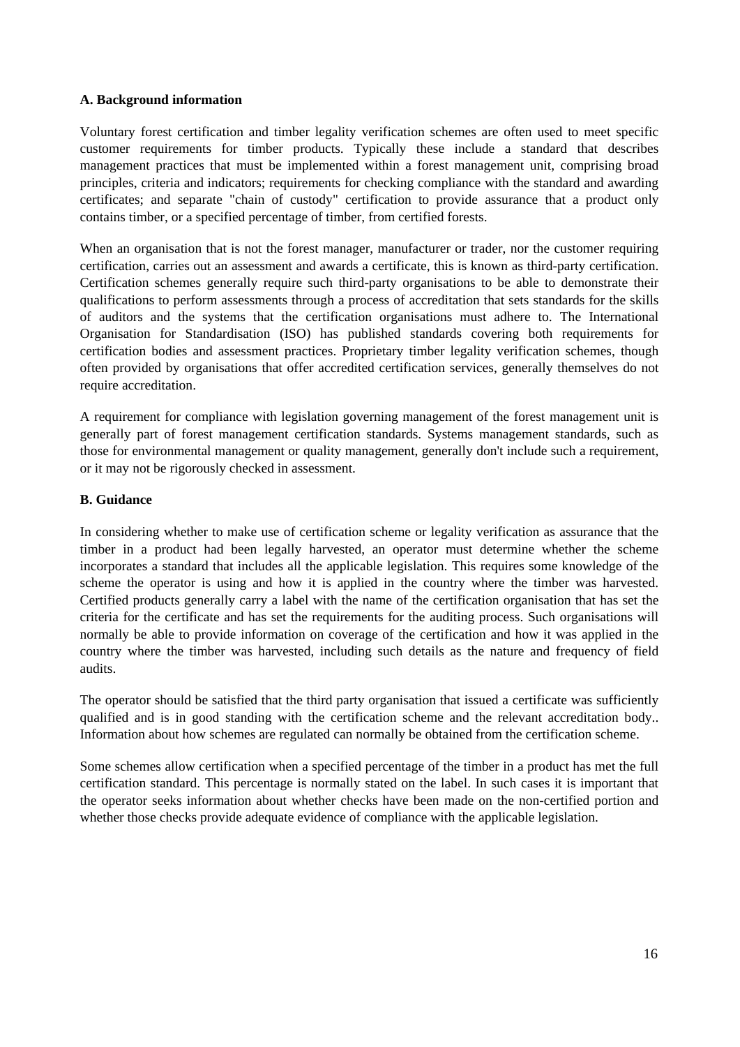**A. Background information**

Voluntary forest certification and timber legality verification schemes are often used to meet specific customer requirements for timber products. Typically these include a standard that describes management practices that must be implemented within a forest management unit, comprising broad principles, criteria and indicators; requirements for checking compliance with the standard and awarding certificates; and separate "chain of custody" certification to provide assurance that a product only contains timber, or a specified percentage of timber, from certified forests.

When an organisation that is not the forest manager, manufacturer or trader, nor the customer requiring certification, carries out an assessment and awards a certificate, this is known as third-party certification. Certification schemes generally require such third-party organisations to be able to demonstrate their qualifications to perform assessments through a process of accreditation that sets standards for the skills of auditors and the systems that the certification organisations must adhere to. The International Organisation for Standardisation (ISO) has published standards covering both requirements for certification bodies and assessment practices. Proprietary timber legality verification schemes, though often provided by organisations that offer accredited certification services, generally themselves do not require accreditation.

A requirement for compliance with legislation governing management of the forest management unit is generally part of forest management certification standards. Systems management standards, such as those for environmental management or quality management, generally don't include such a requirement, or it may not be rigorously checked in assessment.

**B. Guidance**

In considering whether to make use of certification scheme or legality verification as assurance that the timber in a product had been legally harvested, an operator must determine whether the scheme incorporates a standard that includes all the applicable legislation. This requires some knowledge of the scheme the operator is using and how it is applied in the country where the timber was harvested. Certified products generally carry a label with the name of the certification organisation that has set the criteria for the certificate and has set the requirements for the auditing process. Such organisations will normally be able to provide information on coverage of the certification and how it was applied in the country where the timber was harvested, including such details as the nature and frequency of field audits.

The operator should be satisfied that the third party organisation that issued a certificate was sufficiently qualified and is in good standing with the certification scheme and the relevant accreditation body.. Information about how schemes are regulated can normally be obtained from the certification scheme.

Some schemes allow certification when a specified percentage of the timber in a product has met the full certification standard. This percentage is normally stated on the label. In such cases it is important that the operator seeks information about whether checks have been made on the non-certified portion and whether those checks provide adequate evidence of compliance with the applicable legislation.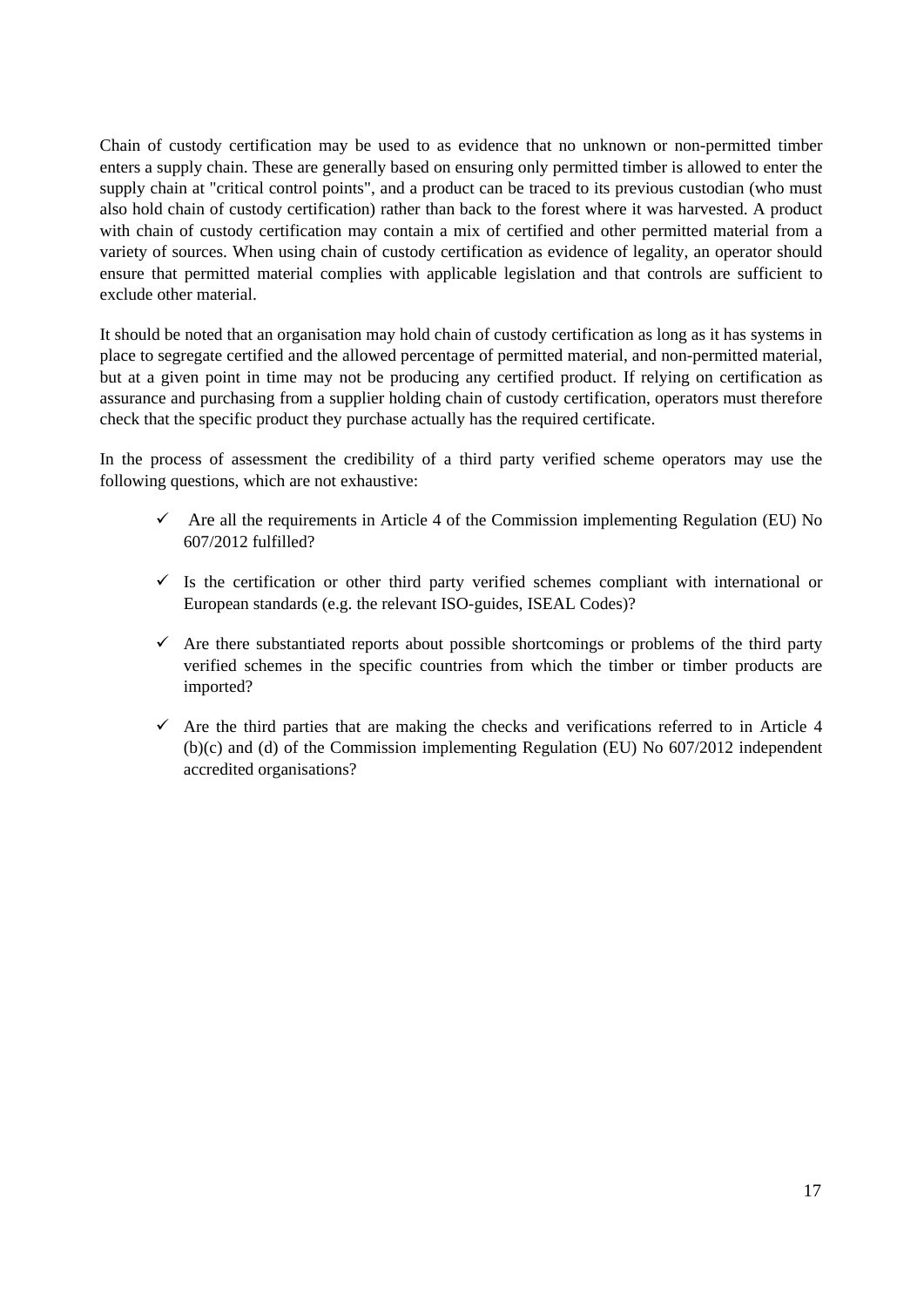Chain of custody certification may be used to as evidence that no unknown or non-permitted timber enters a supply chain. These are generally based on ensuring only permitted timber is allowed to enter the supply chain at "critical control points", and a product can be traced to its previous custodian (who must also hold chain of custody certification) rather than back to the forest where it was harvested. A product with chain of custody certification may contain a mix of certified and other permitted material from a variety of sources. When using chain of custody certification as evidence of legality, an operator should ensure that permitted material complies with applicable legislation and that controls are sufficient to exclude other material.

It should be noted that an organisation may hold chain of custody certification as long as it has systems in place to segregate certified and the allowed percentage of permitted material, and non-permitted material, but at a given point in time may not be producing any certified product. If relying on certification as assurance and purchasing from a supplier holding chain of custody certification, operators must therefore check that the specific product they purchase actually has the required certificate.

In the process of assessment the credibility of a third party verified scheme operators may use the following questions, which are not exhaustive:

- ✓ Are all the requirements in Article 4 of the Commission implementing Regulation (EU) No 607/2012 fulfilled?
- ✓ Is the certification or other third party verified schemes compliant with international or European standards (e.g. the relevant ISO-guides, ISEAL Codes)?
- ✓ Are there substantiated reports about possible shortcomings or problems of the third party verified schemes in the specific countries from which the timber or timber products are imported?
- ✓ Are the third parties that are making the checks and verifications referred to in Article 4 (b)(c) and (d) of the Commission implementing Regulation (EU) No 607/2012 independent accredited organisations?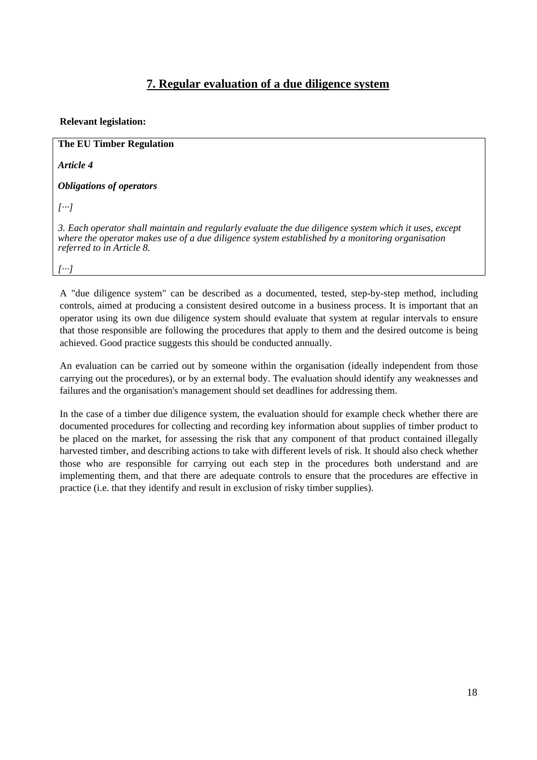## 7. Regular evaluation of a due diligence system

**Relevant legislation:**

> **The EU Timber Regulation**
>
> ***Article 4***
>
> ***Obligations of operators***
>
> *[...]*
>
> *3. Each operator shall maintain and regularly evaluate the due diligence system which it uses, except where the operator makes use of a due diligence system established by a monitoring organisation referred to in Article 8.*
>
> *[...]*

A "due diligence system" can be described as a documented, tested, step-by-step method, including controls, aimed at producing a consistent desired outcome in a business process. It is important that an operator using its own due diligence system should evaluate that system at regular intervals to ensure that those responsible are following the procedures that apply to them and the desired outcome is being achieved. Good practice suggests this should be conducted annually.

An evaluation can be carried out by someone within the organisation (ideally independent from those carrying out the procedures), or by an external body. The evaluation should identify any weaknesses and failures and the organisation's management should set deadlines for addressing them.

In the case of a timber due diligence system, the evaluation should for example check whether there are documented procedures for collecting and recording key information about supplies of timber product to be placed on the market, for assessing the risk that any component of that product contained illegally harvested timber, and describing actions to take with different levels of risk. It should also check whether those who are responsible for carrying out each step in the procedures both understand and are implementing them, and that there are adequate controls to ensure that the procedures are effective in practice (i.e. that they identify and result in exclusion of risky timber supplies).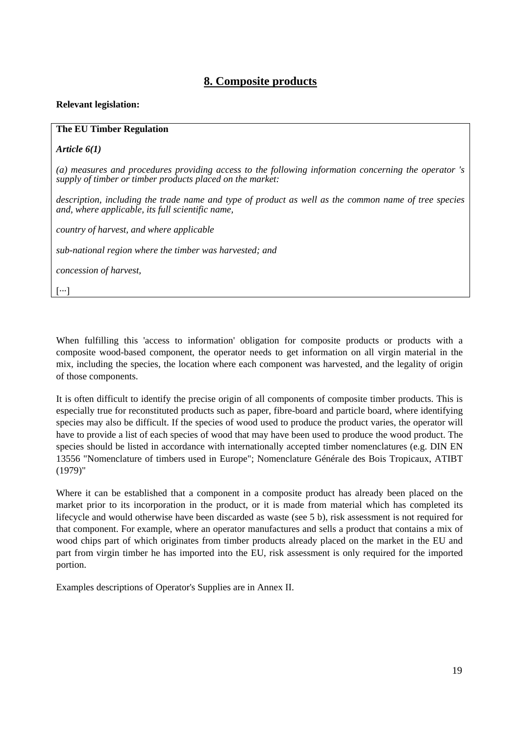## 8. Composite products

**Relevant legislation:**

> **The EU Timber Regulation**
>
> ***Article 6(1)***
>
> *(a) measures and procedures providing access to the following information concerning the operator 's supply of timber or timber products placed on the market:*
>
> *description, including the trade name and type of product as well as the common name of tree species and, where applicable, its full scientific name,*
>
> *country of harvest, and where applicable*
>
> *sub-national region where the timber was harvested; and*
>
> *concession of harvest,*
>
> [···]

When fulfilling this 'access to information' obligation for composite products or products with a composite wood-based component, the operator needs to get information on all virgin material in the mix, including the species, the location where each component was harvested, and the legality of origin of those components.

It is often difficult to identify the precise origin of all components of composite timber products. This is especially true for reconstituted products such as paper, fibre-board and particle board, where identifying species may also be difficult. If the species of wood used to produce the product varies, the operator will have to provide a list of each species of wood that may have been used to produce the wood product. The species should be listed in accordance with internationally accepted timber nomenclatures (e.g. DIN EN 13556 "Nomenclature of timbers used in Europe"; Nomenclature Générale des Bois Tropicaux, ATIBT (1979)"

Where it can be established that a component in a composite product has already been placed on the market prior to its incorporation in the product, or it is made from material which has completed its lifecycle and would otherwise have been discarded as waste (see 5 b), risk assessment is not required for that component. For example, where an operator manufactures and sells a product that contains a mix of wood chips part of which originates from timber products already placed on the market in the EU and part from virgin timber he has imported into the EU, risk assessment is only required for the imported portion.

Examples descriptions of Operator's Supplies are in Annex II.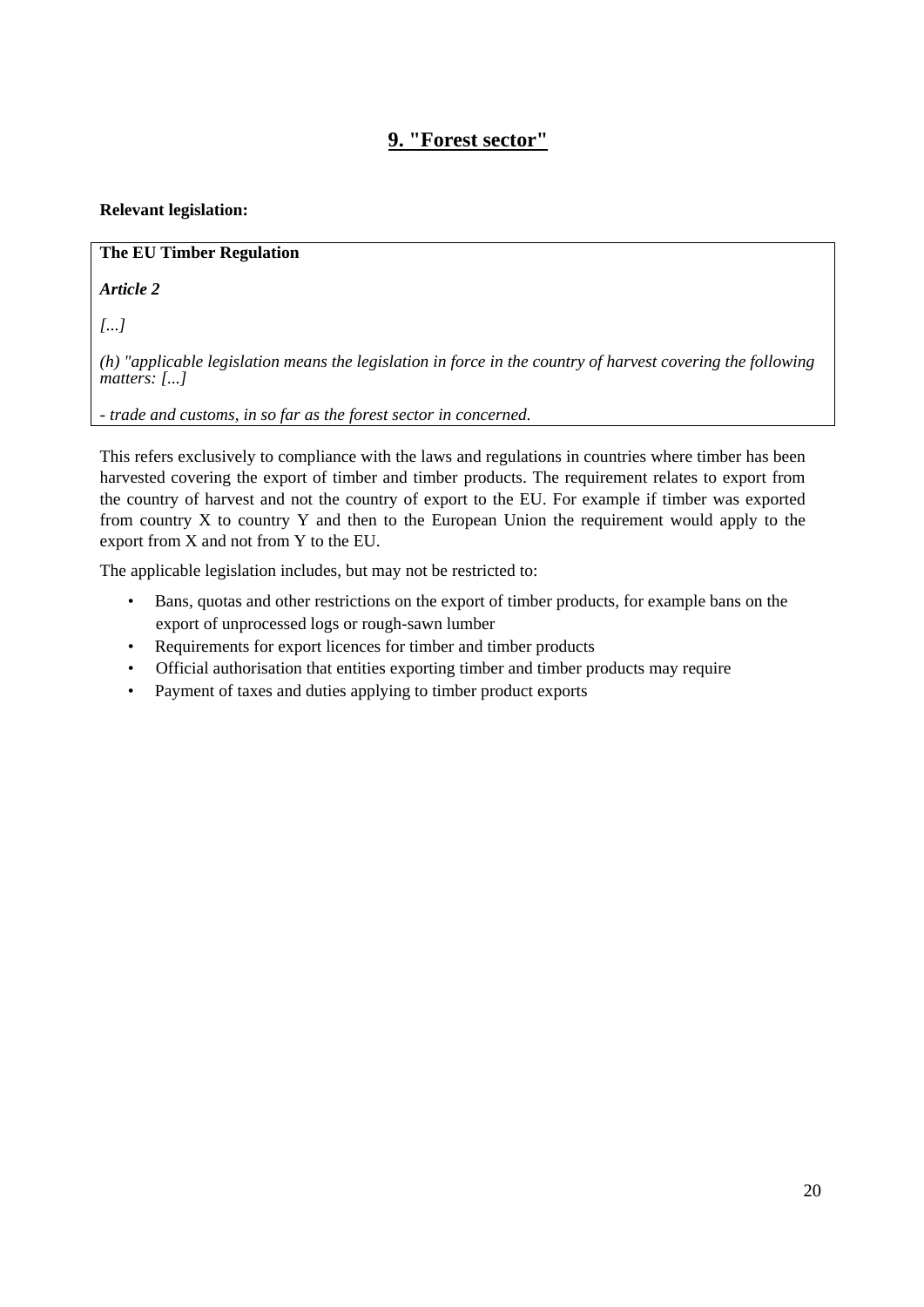## <u>9. "Forest sector"</u>

**Relevant legislation:**

> **The EU Timber Regulation**
>
> ***Article 2***
>
> *[...]*
>
> *(h) "applicable legislation means the legislation in force in the country of harvest covering the following matters: [...]*
>
> *- trade and customs, in so far as the forest sector in concerned.*

This refers exclusively to compliance with the laws and regulations in countries where timber has been harvested covering the export of timber and timber products. The requirement relates to export from the country of harvest and not the country of export to the EU. For example if timber was exported from country X to country Y and then to the European Union the requirement would apply to the export from X and not from Y to the EU.

The applicable legislation includes, but may not be restricted to:

- Bans, quotas and other restrictions on the export of timber products, for example bans on the export of unprocessed logs or rough-sawn lumber
- Requirements for export licences for timber and timber products
- Official authorisation that entities exporting timber and timber products may require
- Payment of taxes and duties applying to timber product exports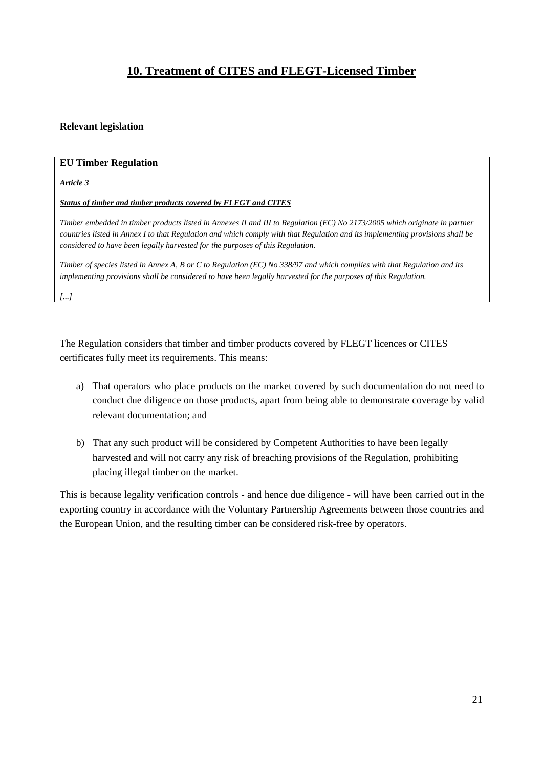## 10. Treatment of CITES and FLEGT-Licensed Timber

**Relevant legislation**

> **EU Timber Regulation**
>
> ***Article 3***
>
> ***Status of timber and timber products covered by FLEGT and CITES***
>
> *Timber embedded in timber products listed in Annexes II and III to Regulation (EC) No 2173/2005 which originate in partner countries listed in Annex I to that Regulation and which comply with that Regulation and its implementing provisions shall be considered to have been legally harvested for the purposes of this Regulation.*
>
> *Timber of species listed in Annex A, B or C to Regulation (EC) No 338/97 and which complies with that Regulation and its implementing provisions shall be considered to have been legally harvested for the purposes of this Regulation.*
>
> *[...]*

The Regulation considers that timber and timber products covered by FLEGT licences or CITES certificates fully meet its requirements. This means:

a) That operators who place products on the market covered by such documentation do not need to conduct due diligence on those products, apart from being able to demonstrate coverage by valid relevant documentation; and

b) That any such product will be considered by Competent Authorities to have been legally harvested and will not carry any risk of breaching provisions of the Regulation, prohibiting placing illegal timber on the market.

This is because legality verification controls - and hence due diligence - will have been carried out in the exporting country in accordance with the Voluntary Partnership Agreements between those countries and the European Union, and the resulting timber can be considered risk-free by operators.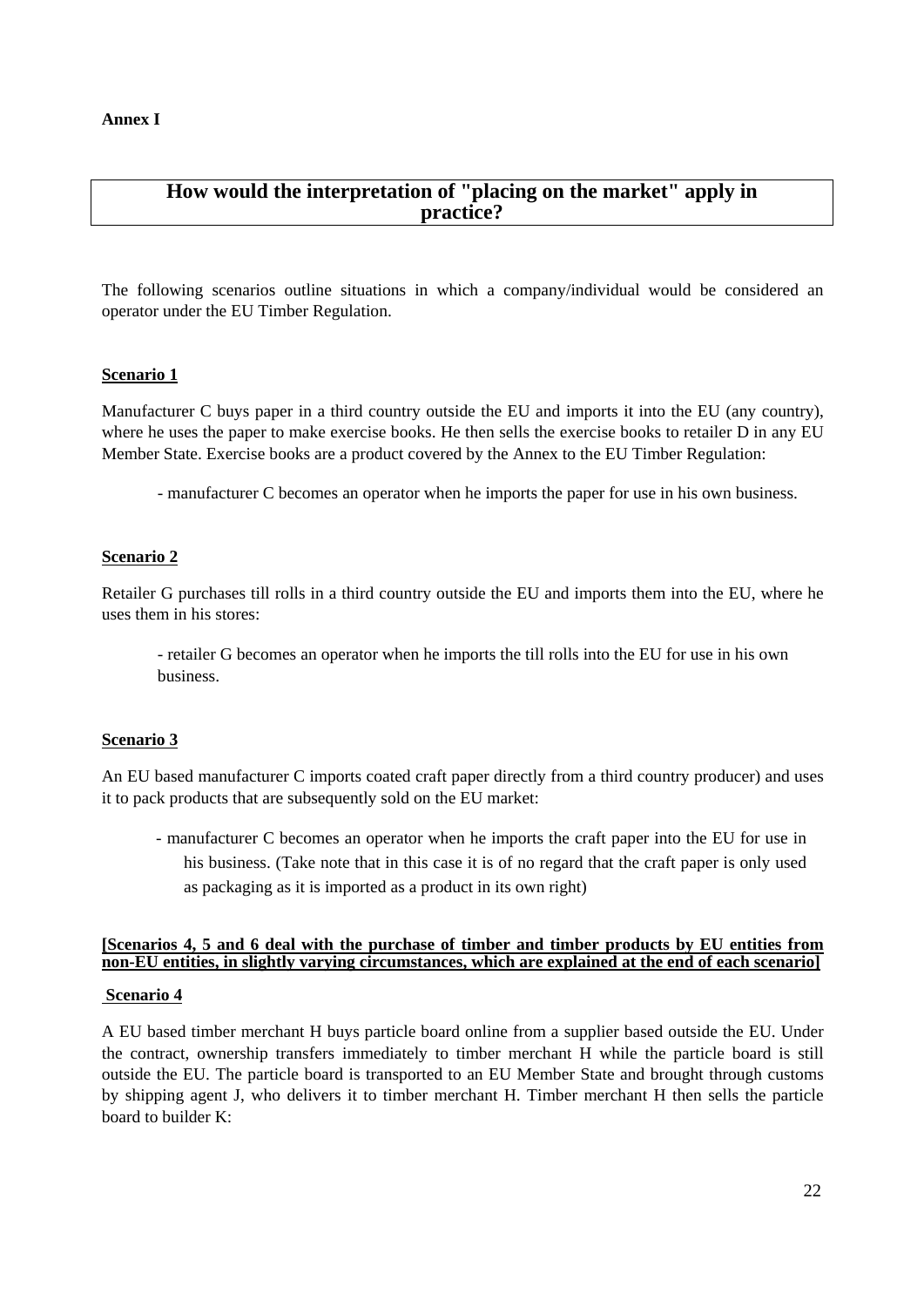**Annex I**

# How would the interpretation of "placing on the market" apply in practice?

The following scenarios outline situations in which a company/individual would be considered an operator under the EU Timber Regulation.

**Scenario 1**

Manufacturer C buys paper in a third country outside the EU and imports it into the EU (any country), where he uses the paper to make exercise books. He then sells the exercise books to retailer D in any EU Member State. Exercise books are a product covered by the Annex to the EU Timber Regulation:

- manufacturer C becomes an operator when he imports the paper for use in his own business.

**Scenario 2**

Retailer G purchases till rolls in a third country outside the EU and imports them into the EU, where he uses them in his stores:

- retailer G becomes an operator when he imports the till rolls into the EU for use in his own business.

**Scenario 3**

An EU based manufacturer C imports coated craft paper directly from a third country producer) and uses it to pack products that are subsequently sold on the EU market:

- manufacturer C becomes an operator when he imports the craft paper into the EU for use in his business. (Take note that in this case it is of no regard that the craft paper is only used as packaging as it is imported as a product in its own right)

**[Scenarios 4, 5 and 6 deal with the purchase of timber and timber products by EU entities from non-EU entities, in slightly varying circumstances, which are explained at the end of each scenario]**

**Scenario 4**

A EU based timber merchant H buys particle board online from a supplier based outside the EU. Under the contract, ownership transfers immediately to timber merchant H while the particle board is still outside the EU. The particle board is transported to an EU Member State and brought through customs by shipping agent J, who delivers it to timber merchant H. Timber merchant H then sells the particle board to builder K: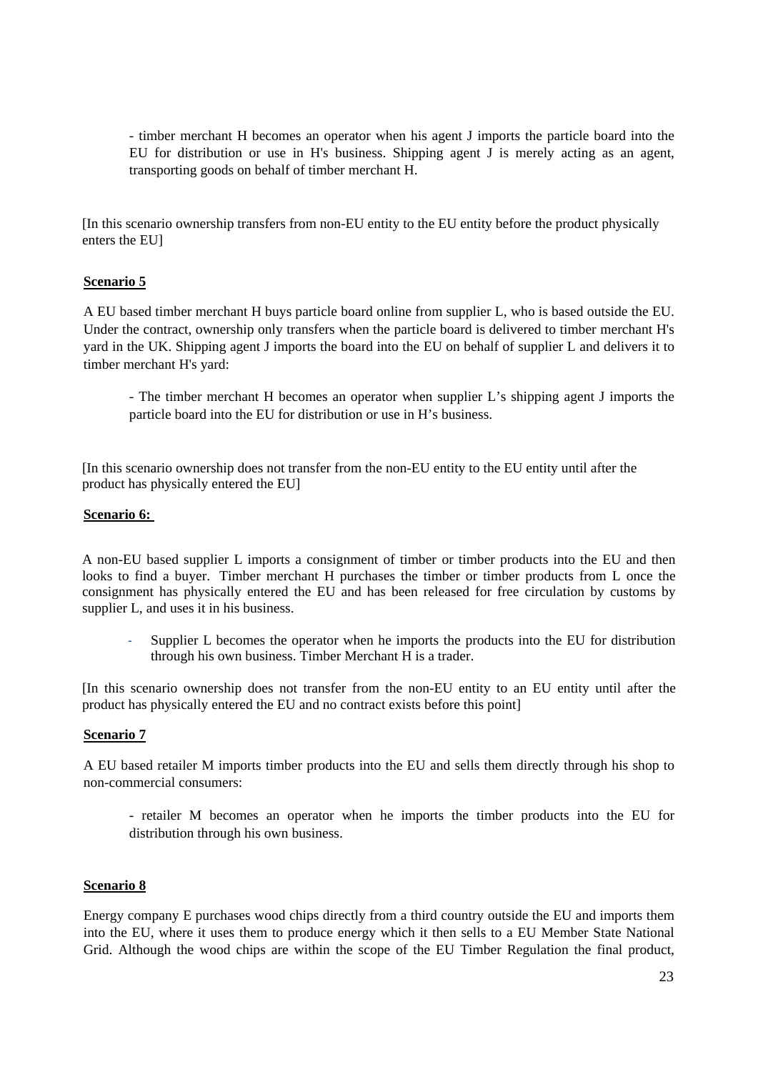- timber merchant H becomes an operator when his agent J imports the particle board into the EU for distribution or use in H's business. Shipping agent J is merely acting as an agent, transporting goods on behalf of timber merchant H.

[In this scenario ownership transfers from non-EU entity to the EU entity before the product physically enters the EU]

**Scenario 5**

A EU based timber merchant H buys particle board online from supplier L, who is based outside the EU. Under the contract, ownership only transfers when the particle board is delivered to timber merchant H's yard in the UK. Shipping agent J imports the board into the EU on behalf of supplier L and delivers it to timber merchant H's yard:

- The timber merchant H becomes an operator when supplier L's shipping agent J imports the particle board into the EU for distribution or use in H's business.

[In this scenario ownership does not transfer from the non-EU entity to the EU entity until after the product has physically entered the EU]

**Scenario 6:**

A non-EU based supplier L imports a consignment of timber or timber products into the EU and then looks to find a buyer. Timber merchant H purchases the timber or timber products from L once the consignment has physically entered the EU and has been released for free circulation by customs by supplier L, and uses it in his business.

- Supplier L becomes the operator when he imports the products into the EU for distribution through his own business. Timber Merchant H is a trader.

[In this scenario ownership does not transfer from the non-EU entity to an EU entity until after the product has physically entered the EU and no contract exists before this point]

**Scenario 7**

A EU based retailer M imports timber products into the EU and sells them directly through his shop to non-commercial consumers:

- retailer M becomes an operator when he imports the timber products into the EU for distribution through his own business.

**Scenario 8**

Energy company E purchases wood chips directly from a third country outside the EU and imports them into the EU, where it uses them to produce energy which it then sells to a EU Member State National Grid. Although the wood chips are within the scope of the EU Timber Regulation the final product,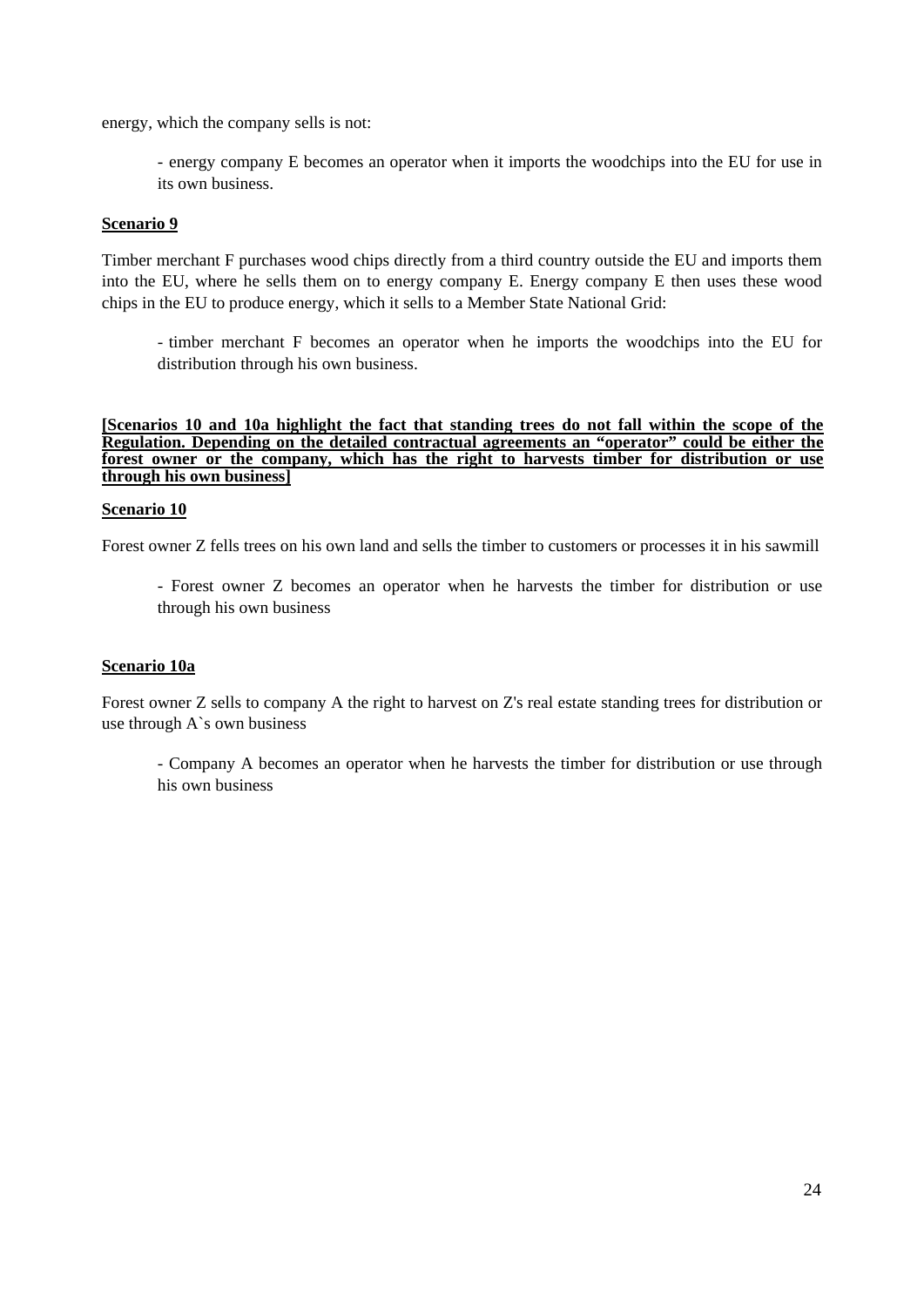energy, which the company sells is not:

> - energy company E becomes an operator when it imports the woodchips into the EU for use in its own business.

**<u>Scenario 9</u>**

Timber merchant F purchases wood chips directly from a third country outside the EU and imports them into the EU, where he sells them on to energy company E. Energy company E then uses these wood chips in the EU to produce energy, which it sells to a Member State National Grid:

> - timber merchant F becomes an operator when he imports the woodchips into the EU for distribution through his own business.

**<u>[Scenarios 10 and 10a highlight the fact that standing trees do not fall within the scope of the Regulation. Depending on the detailed contractual agreements an "operator" could be either the forest owner or the company, which has the right to harvests timber for distribution or use through his own business]</u>**

**<u>Scenario 10</u>**

Forest owner Z fells trees on his own land and sells the timber to customers or processes it in his sawmill

> - Forest owner Z becomes an operator when he harvests the timber for distribution or use through his own business

**<u>Scenario 10a</u>**

Forest owner Z sells to company A the right to harvest on Z's real estate standing trees for distribution or use through A`s own business

> - Company A becomes an operator when he harvests the timber for distribution or use through his own business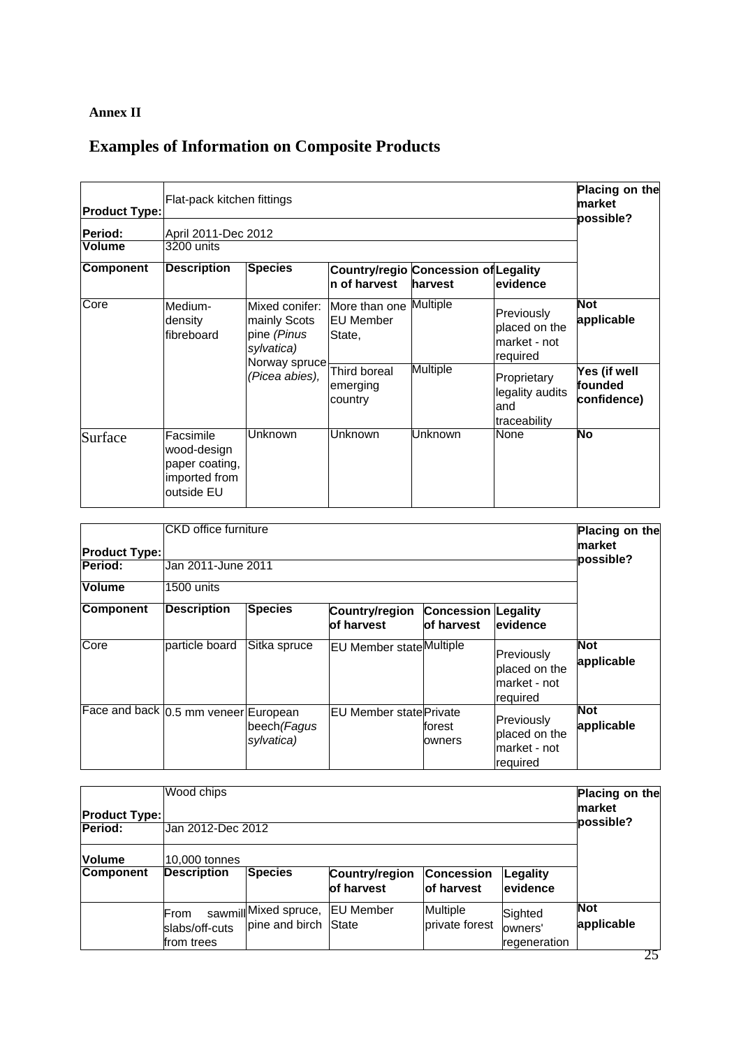**Annex II**

# Examples of Information on Composite Products

| Product Type: | Flat-pack kitchen fittings | | | | | Placing on the market possible? |
|---|---|---|---|---|---|---|
| Period: | April 2011-Dec 2012 | | | | | |
| Volume | 3200 units | | | | | |
| **Component** | **Description** | **Species** | **Country/region of harvest** | **Concession of harvest** | **Legality evidence** | |
| Core | Medium-density fibreboard | Mixed conifer: mainly Scots pine *(Pinus sylvatica)* Norway spruce *(Picea abies)*, | More than one EU Member State, | Multiple | Previously placed on the market - not required | **Not applicable** |
| | | | Third boreal emerging country | Multiple | Proprietary legality audits and traceability | **Yes (if well founded confidence)** |
| Surface | Facsimile wood-design paper coating, imported from outside EU | Unknown | Unknown | Unknown | None | **No** |

| Product Type: | CKD office furniture | | | | | Placing on the market possible? |
|---|---|---|---|---|---|---|
| Period: | Jan 2011-June 2011 | | | | | |
| Volume | 1500 units | | | | | |
| **Component** | **Description** | **Species** | **Country/region of harvest** | **Concession of harvest** | **Legality evidence** | |
| Core | particle board | Sitka spruce | EU Member state | Multiple | Previously placed on the market - not required | **Not applicable** |
| Face and back | 0.5 mm veneer | European beech*(Fagus sylvatica)* | EU Member state | Private forest owners | Previously placed on the market - not required | **Not applicable** |

| Product Type: | Wood chips | | | | | Placing on the market possible? |
|---|---|---|---|---|---|---|
| Period: | Jan 2012-Dec 2012 | | | | | |
| Volume | 10,000 tonnes | | | | | |
| **Component** | **Description** | **Species** | **Country/region of harvest** | **Concession of harvest** | **Legality evidence** | |
| | From sawmill slabs/off-cuts from trees | Mixed spruce, pine and birch | EU Member State | Multiple private forest | Sighted owners' regeneration | **Not applicable** |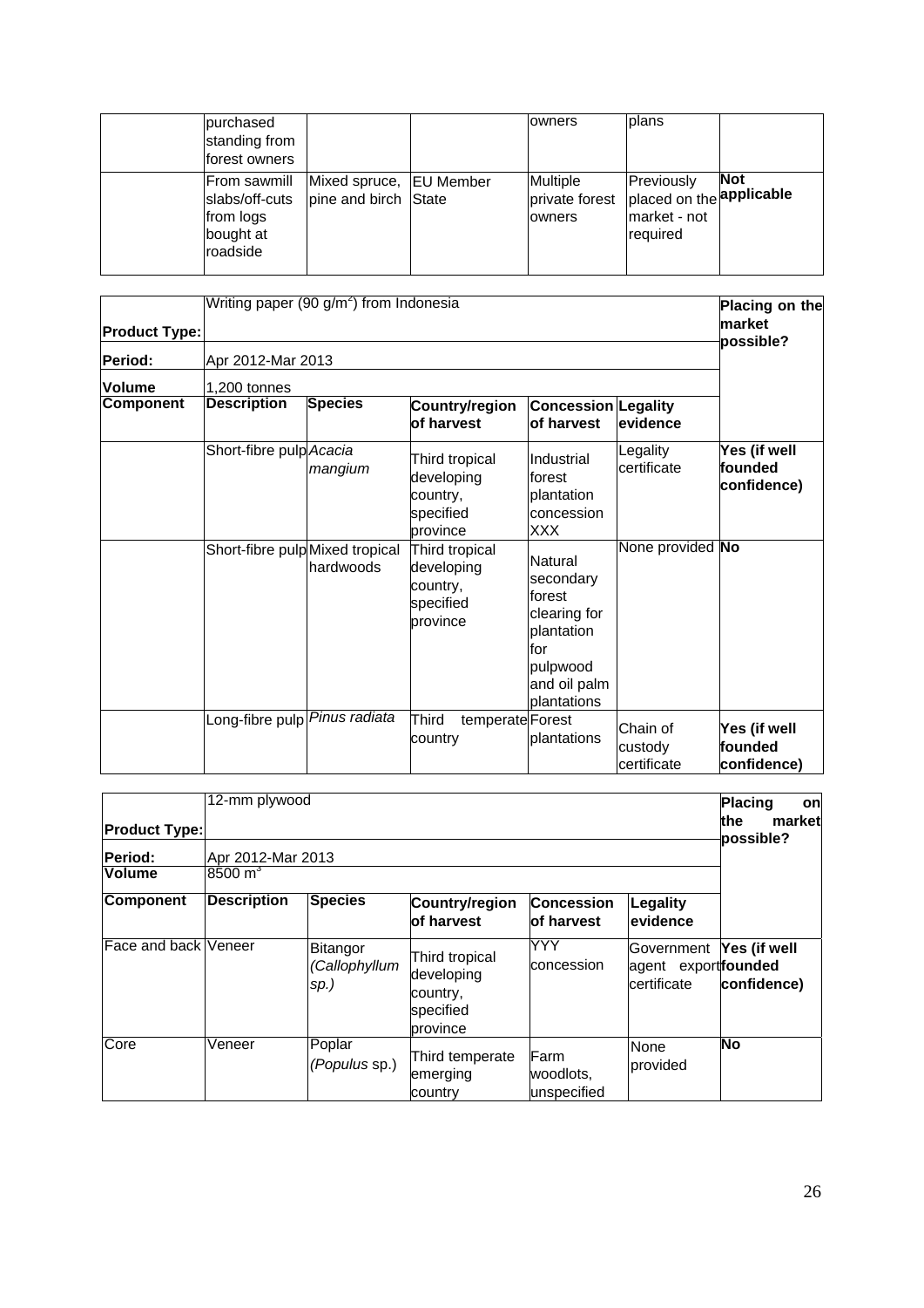| | | | | | | |
|---|---|---|---|---|---|---|
| | purchased standing from forest owners | | | owners | plans | |
| | From sawmill slabs/off-cuts from logs bought at roadside | Mixed spruce, pine and birch | EU Member State | Multiple private forest owners | Previously placed on the market - not required | **Not applicable** |

| **Product Type:** | Writing paper (90 g/m²) from Indonesia | | | | | **Placing on the market possible?** |
|---|---|---|---|---|---|---|
| **Period:** | Apr 2012-Mar 2013 | | | | | |
| **Volume** | 1,200 tonnes | | | | | |
| **Component** | **Description** | **Species** | **Country/region of harvest** | **Concession of harvest** | **Legality evidence** | |
| | Short-fibre pulp | *Acacia mangium* | Third tropical developing country, specified province | Industrial forest plantation concession XXX | Legality certificate | **Yes (if well founded confidence)** |
| | Short-fibre pulp | Mixed tropical hardwoods | Third tropical developing country, specified province | Natural secondary forest clearing for plantation for pulpwood and oil palm plantations | None provided | **No** |
| | Long-fibre pulp | *Pinus radiata* | Third temperate country | Forest plantations | Chain of custody certificate | **Yes (if well founded confidence)** |

| **Product Type:** | 12-mm plywood | | | | | **Placing on the market possible?** |
|---|---|---|---|---|---|---|
| **Period:** | Apr 2012-Mar 2013 | | | | | |
| **Volume** | 8500 m³ | | | | | |
| **Component** | **Description** | **Species** | **Country/region of harvest** | **Concession of harvest** | **Legality evidence** | |
| Face and back | Veneer | Bitangor (*Callophyllum sp.)* | Third tropical developing country, specified province | YYY concession | Government agent export certificate | **Yes (if well founded confidence)** |
| Core | Veneer | Poplar (*Populus* sp.) | Third temperate emerging country | Farm woodlots, unspecified | None provided | **No** |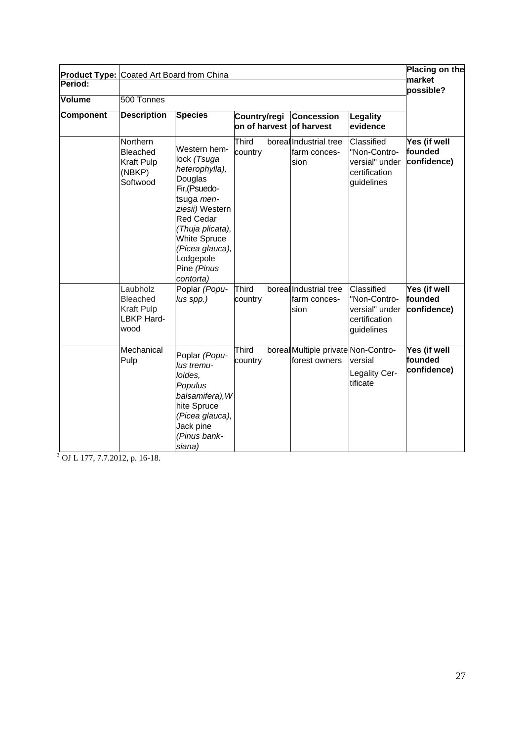| **Product Type:** | Coated Art Board from China | | | | | **Placing on the market possible?** |
|---|---|---|---|---|---|---|
| **Period:** | | | | | | |
| **Volume** | 500 Tonnes | | | | | |
| **Component** | **Description** | **Species** | **Country/region of harvest** | **Concession of harvest** | **Legality evidence** | |
| | Northern Bleached Kraft Pulp (NBKP) Softwood | Western hemlock *(Tsuga heterophylla)*, Douglas Fir,(Psuedotsuga *menziesii)* Western Red Cedar *(Thuja plicata)*, White Spruce *(Picea glauca)*, Lodgepole Pine *(Pinus contorta)* | Third boreal country | Industrial tree farm concession | Classified "Non-Controversial" under certification guidelines | **Yes (if well founded confidence)** |
| | Laubholz Bleached Kraft Pulp LBKP Hardwood | Poplar *(Populus spp.)* | Third boreal country | Industrial tree farm concession | Classified "Non-Controversial" under certification guidelines | **Yes (if well founded confidence)** |
| | Mechanical Pulp | Poplar *(Populus tremuloides, Populus balsamifera)*, White Spruce *(Picea glauca)*, Jack pine *(Pinus banksiana)* | Third boreal country | Multiple private forest owners | Non-Controversial Legality Certificate | **Yes (if well founded confidence)** |

[3] OJ L 177, 7.7.2012, p. 16-18.